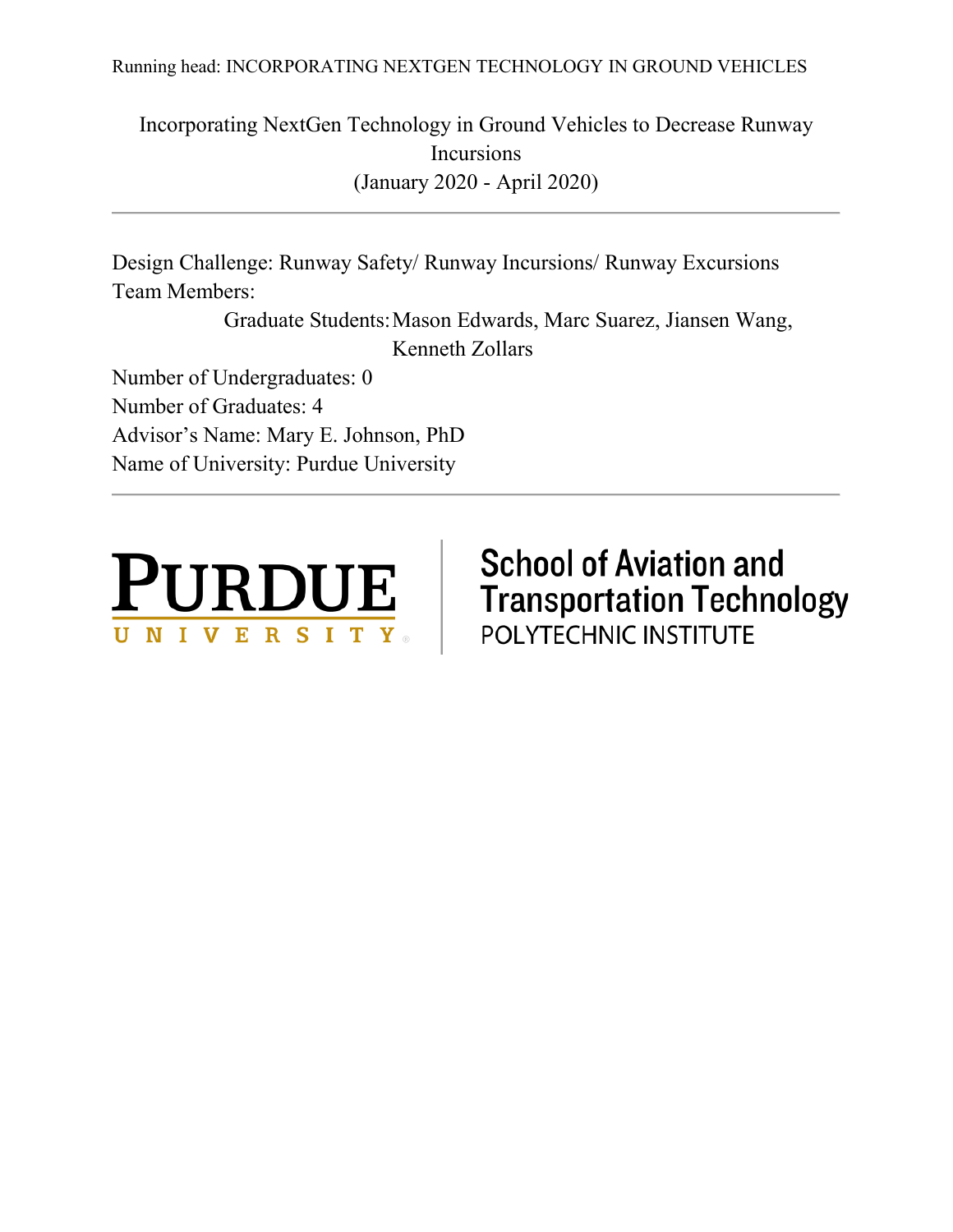# Incorporating NextGen Technology in Ground Vehicles to Decrease Runway Incursions

(January 2020 - April 2020)

---

Design Challenge: Runway Safety/ Runway Incursions/ Runway Excursions

Team Members:

Graduate Students: Mason Edwards, Marc Suarez, Jiansen Wang, Kenneth Zollars

Number of Undergraduates: 0

Number of Graduates: 4

Advisor's Name: Mary E. Johnson, PhD

Name of University: Purdue University

---

PURDUE UNIVERSITY

School of Aviation and Transportation Technology

POLYTECHNIC INSTITUTE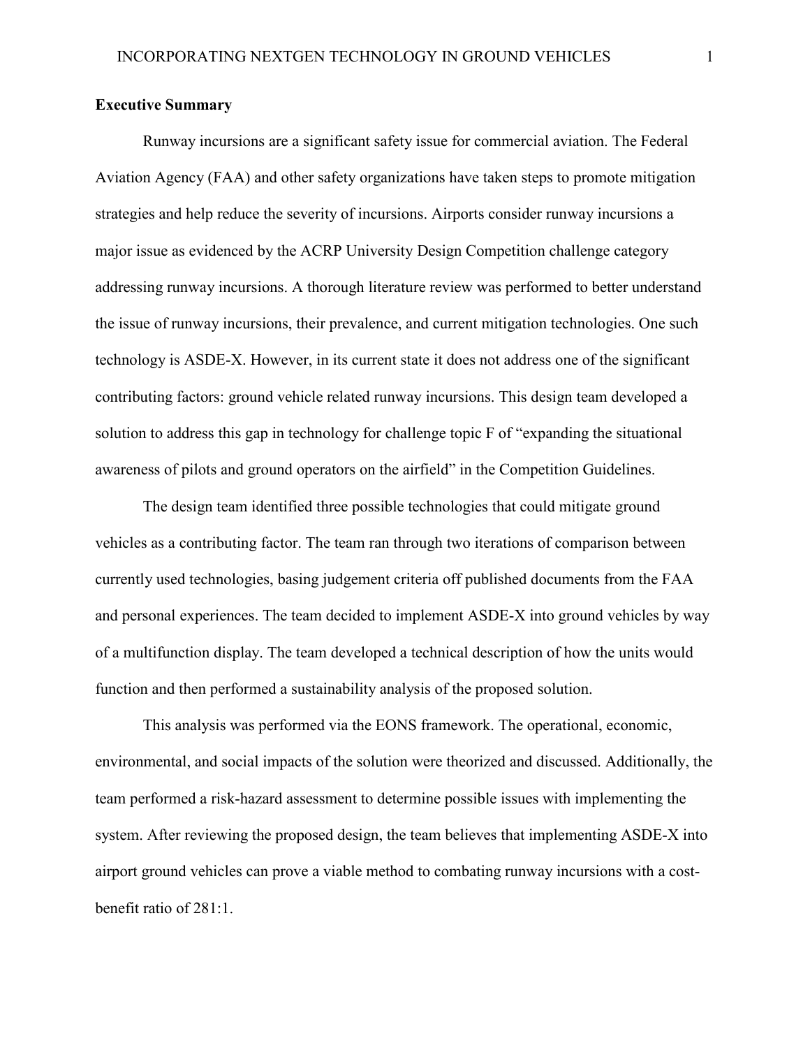## Executive Summary

Runway incursions are a significant safety issue for commercial aviation. The Federal Aviation Agency (FAA) and other safety organizations have taken steps to promote mitigation strategies and help reduce the severity of incursions. Airports consider runway incursions a major issue as evidenced by the ACRP University Design Competition challenge category addressing runway incursions. A thorough literature review was performed to better understand the issue of runway incursions, their prevalence, and current mitigation technologies. One such technology is ASDE-X. However, in its current state it does not address one of the significant contributing factors: ground vehicle related runway incursions. This design team developed a solution to address this gap in technology for challenge topic F of "expanding the situational awareness of pilots and ground operators on the airfield" in the Competition Guidelines.

The design team identified three possible technologies that could mitigate ground vehicles as a contributing factor. The team ran through two iterations of comparison between currently used technologies, basing judgement criteria off published documents from the FAA and personal experiences. The team decided to implement ASDE-X into ground vehicles by way of a multifunction display. The team developed a technical description of how the units would function and then performed a sustainability analysis of the proposed solution.

This analysis was performed via the EONS framework. The operational, economic, environmental, and social impacts of the solution were theorized and discussed. Additionally, the team performed a risk-hazard assessment to determine possible issues with implementing the system. After reviewing the proposed design, the team believes that implementing ASDE-X into airport ground vehicles can prove a viable method to combating runway incursions with a cost-benefit ratio of 281:1.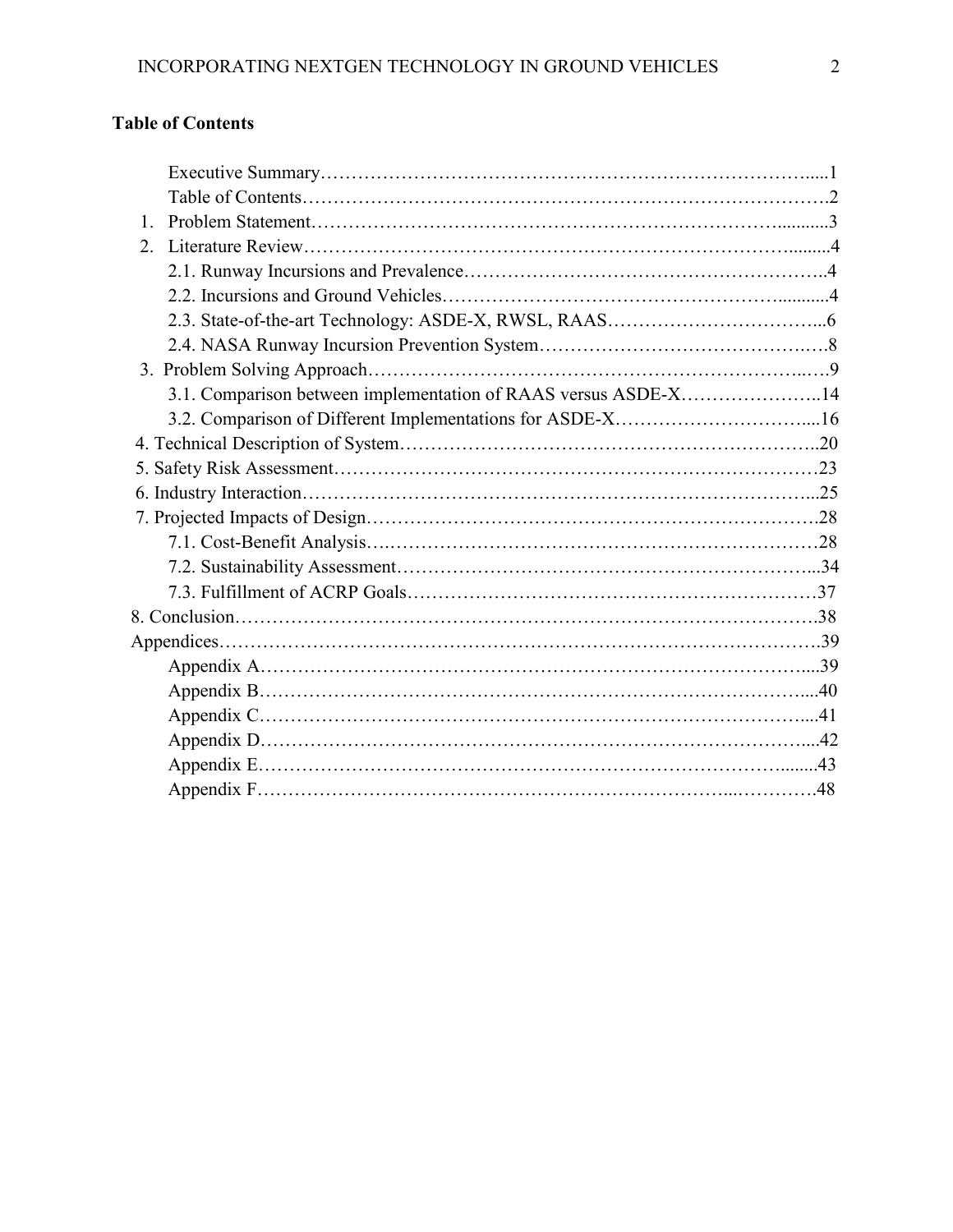**Table of Contents**

Executive Summary.....1
Table of Contents.....2
1. Problem Statement.....3
2. Literature Review.....4
   2.1. Runway Incursions and Prevalence.....4
   2.2. Incursions and Ground Vehicles.....4
   2.3. State-of-the-art Technology: ASDE-X, RWSL, RAAS.....6
   2.4. NASA Runway Incursion Prevention System.....8
3. Problem Solving Approach.....9
   3.1. Comparison between implementation of RAAS versus ASDE-X.....14
   3.2. Comparison of Different Implementations for ASDE-X.....16
4. Technical Description of System.....20
5. Safety Risk Assessment.....23
6. Industry Interaction.....25
7. Projected Impacts of Design.....28
   7.1. Cost-Benefit Analysis.....28
   7.2. Sustainability Assessment.....34
   7.3. Fulfillment of ACRP Goals.....37
8. Conclusion.....38
Appendices.....39
   Appendix A.....39
   Appendix B.....40
   Appendix C.....41
   Appendix D.....42
   Appendix E.....43
   Appendix F.....48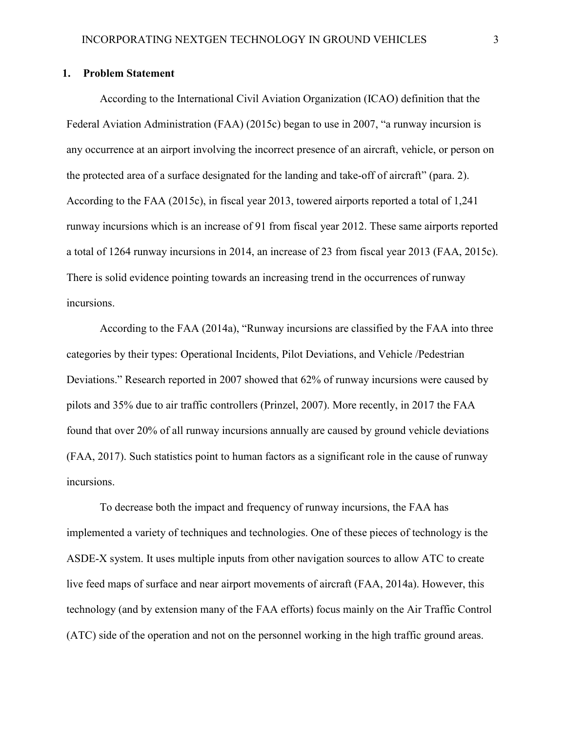## 1. Problem Statement

According to the International Civil Aviation Organization (ICAO) definition that the Federal Aviation Administration (FAA) (2015c) began to use in 2007, "a runway incursion is any occurrence at an airport involving the incorrect presence of an aircraft, vehicle, or person on the protected area of a surface designated for the landing and take-off of aircraft" (para. 2). According to the FAA (2015c), in fiscal year 2013, towered airports reported a total of 1,241 runway incursions which is an increase of 91 from fiscal year 2012. These same airports reported a total of 1264 runway incursions in 2014, an increase of 23 from fiscal year 2013 (FAA, 2015c). There is solid evidence pointing towards an increasing trend in the occurrences of runway incursions.

According to the FAA (2014a), "Runway incursions are classified by the FAA into three categories by their types: Operational Incidents, Pilot Deviations, and Vehicle /Pedestrian Deviations." Research reported in 2007 showed that 62% of runway incursions were caused by pilots and 35% due to air traffic controllers (Prinzel, 2007). More recently, in 2017 the FAA found that over 20% of all runway incursions annually are caused by ground vehicle deviations (FAA, 2017). Such statistics point to human factors as a significant role in the cause of runway incursions.

To decrease both the impact and frequency of runway incursions, the FAA has implemented a variety of techniques and technologies. One of these pieces of technology is the ASDE-X system. It uses multiple inputs from other navigation sources to allow ATC to create live feed maps of surface and near airport movements of aircraft (FAA, 2014a). However, this technology (and by extension many of the FAA efforts) focus mainly on the Air Traffic Control (ATC) side of the operation and not on the personnel working in the high traffic ground areas.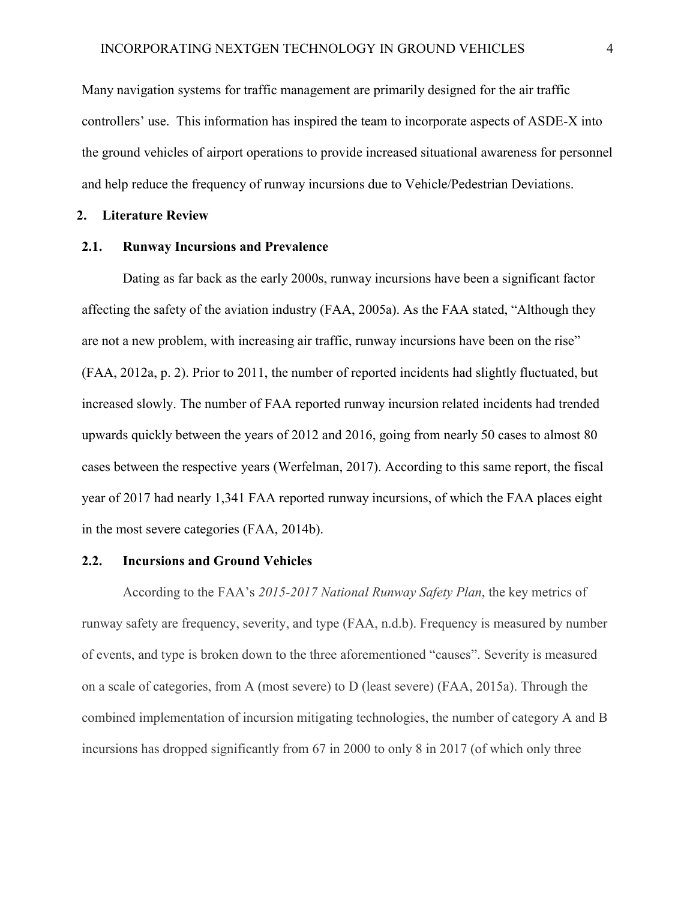Many navigation systems for traffic management are primarily designed for the air traffic controllers' use. This information has inspired the team to incorporate aspects of ASDE-X into the ground vehicles of airport operations to provide increased situational awareness for personnel and help reduce the frequency of runway incursions due to Vehicle/Pedestrian Deviations.

## 2. Literature Review

### 2.1. Runway Incursions and Prevalence

Dating as far back as the early 2000s, runway incursions have been a significant factor affecting the safety of the aviation industry (FAA, 2005a). As the FAA stated, "Although they are not a new problem, with increasing air traffic, runway incursions have been on the rise" (FAA, 2012a, p. 2). Prior to 2011, the number of reported incidents had slightly fluctuated, but increased slowly. The number of FAA reported runway incursion related incidents had trended upwards quickly between the years of 2012 and 2016, going from nearly 50 cases to almost 80 cases between the respective years (Werfelman, 2017). According to this same report, the fiscal year of 2017 had nearly 1,341 FAA reported runway incursions, of which the FAA places eight in the most severe categories (FAA, 2014b).

### 2.2. Incursions and Ground Vehicles

According to the FAA's *2015-2017 National Runway Safety Plan*, the key metrics of runway safety are frequency, severity, and type (FAA, n.d.b). Frequency is measured by number of events, and type is broken down to the three aforementioned "causes". Severity is measured on a scale of categories, from A (most severe) to D (least severe) (FAA, 2015a). Through the combined implementation of incursion mitigating technologies, the number of category A and B incursions has dropped significantly from 67 in 2000 to only 8 in 2017 (of which only three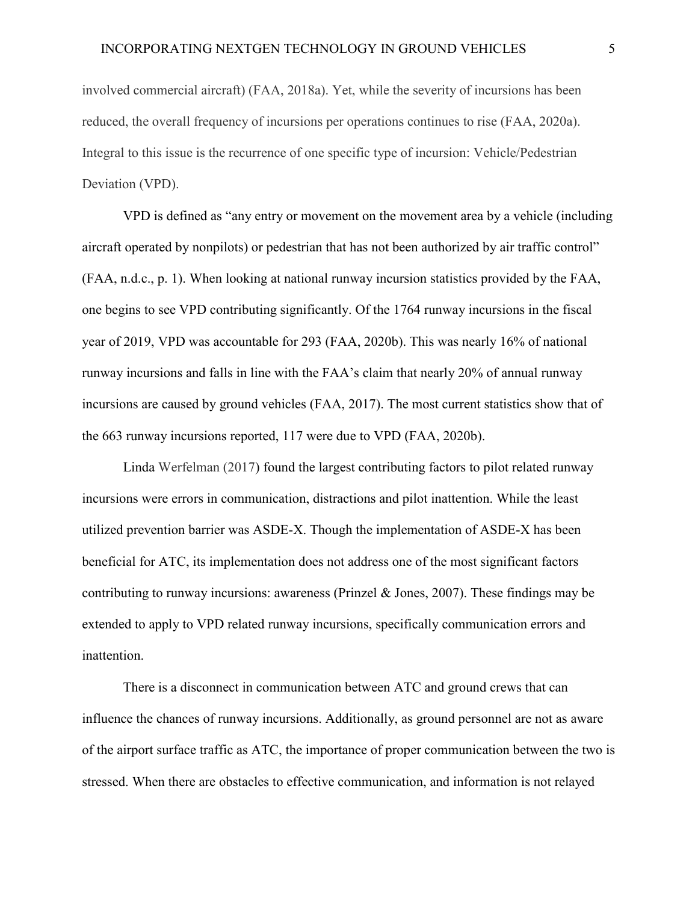involved commercial aircraft) (FAA, 2018a). Yet, while the severity of incursions has been reduced, the overall frequency of incursions per operations continues to rise (FAA, 2020a). Integral to this issue is the recurrence of one specific type of incursion: Vehicle/Pedestrian Deviation (VPD).

VPD is defined as "any entry or movement on the movement area by a vehicle (including aircraft operated by nonpilots) or pedestrian that has not been authorized by air traffic control" (FAA, n.d.c., p. 1). When looking at national runway incursion statistics provided by the FAA, one begins to see VPD contributing significantly. Of the 1764 runway incursions in the fiscal year of 2019, VPD was accountable for 293 (FAA, 2020b). This was nearly 16% of national runway incursions and falls in line with the FAA's claim that nearly 20% of annual runway incursions are caused by ground vehicles (FAA, 2017). The most current statistics show that of the 663 runway incursions reported, 117 were due to VPD (FAA, 2020b).

Linda Werfelman (2017) found the largest contributing factors to pilot related runway incursions were errors in communication, distractions and pilot inattention. While the least utilized prevention barrier was ASDE-X. Though the implementation of ASDE-X has been beneficial for ATC, its implementation does not address one of the most significant factors contributing to runway incursions: awareness (Prinzel & Jones, 2007). These findings may be extended to apply to VPD related runway incursions, specifically communication errors and inattention.

There is a disconnect in communication between ATC and ground crews that can influence the chances of runway incursions. Additionally, as ground personnel are not as aware of the airport surface traffic as ATC, the importance of proper communication between the two is stressed. When there are obstacles to effective communication, and information is not relayed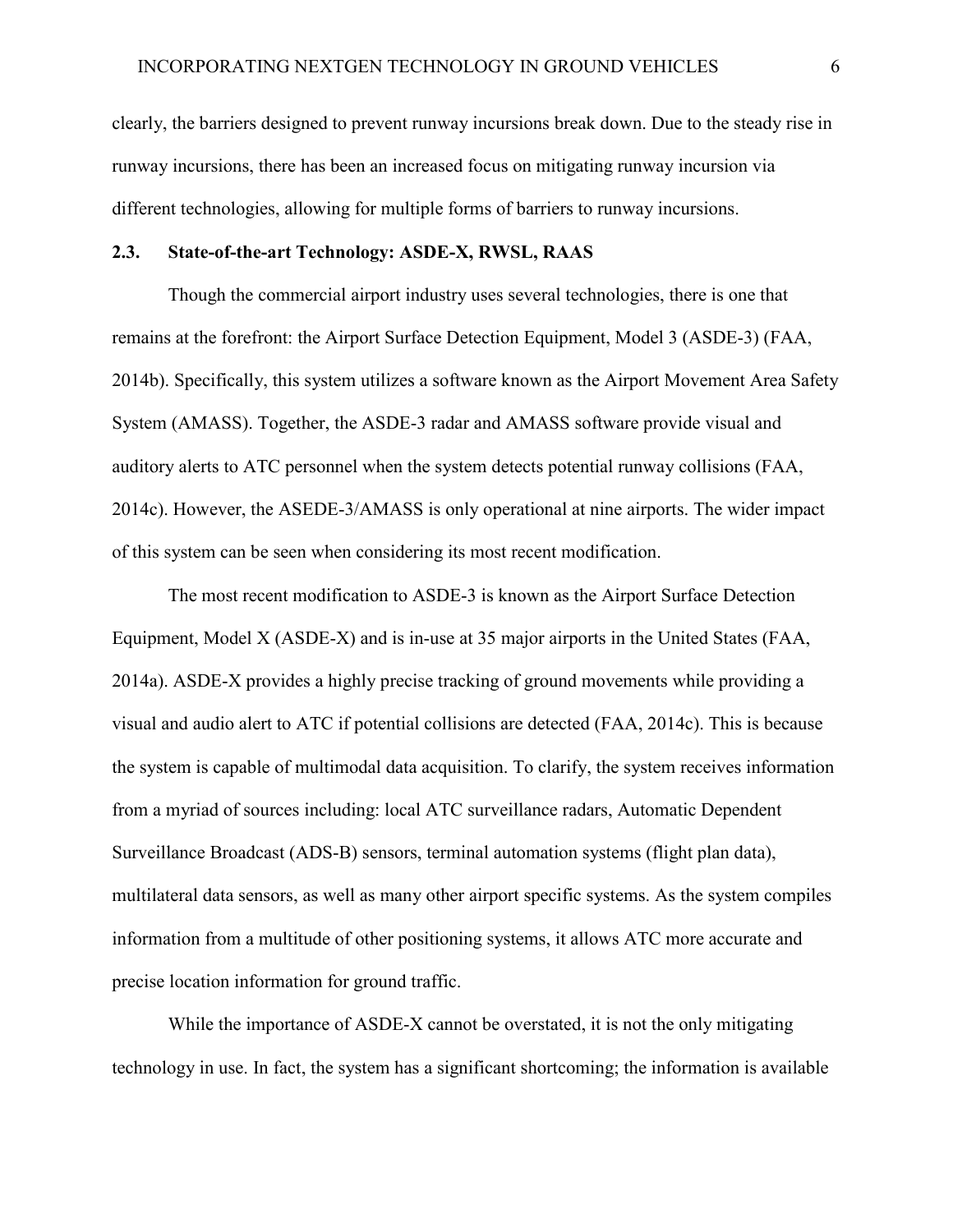clearly, the barriers designed to prevent runway incursions break down. Due to the steady rise in runway incursions, there has been an increased focus on mitigating runway incursion via different technologies, allowing for multiple forms of barriers to runway incursions.

## 2.3. State-of-the-art Technology: ASDE-X, RWSL, RAAS

Though the commercial airport industry uses several technologies, there is one that remains at the forefront: the Airport Surface Detection Equipment, Model 3 (ASDE-3) (FAA, 2014b). Specifically, this system utilizes a software known as the Airport Movement Area Safety System (AMASS). Together, the ASDE-3 radar and AMASS software provide visual and auditory alerts to ATC personnel when the system detects potential runway collisions (FAA, 2014c). However, the ASEDE-3/AMASS is only operational at nine airports. The wider impact of this system can be seen when considering its most recent modification.

The most recent modification to ASDE-3 is known as the Airport Surface Detection Equipment, Model X (ASDE-X) and is in-use at 35 major airports in the United States (FAA, 2014a). ASDE-X provides a highly precise tracking of ground movements while providing a visual and audio alert to ATC if potential collisions are detected (FAA, 2014c). This is because the system is capable of multimodal data acquisition. To clarify, the system receives information from a myriad of sources including: local ATC surveillance radars, Automatic Dependent Surveillance Broadcast (ADS-B) sensors, terminal automation systems (flight plan data), multilateral data sensors, as well as many other airport specific systems. As the system compiles information from a multitude of other positioning systems, it allows ATC more accurate and precise location information for ground traffic.

While the importance of ASDE-X cannot be overstated, it is not the only mitigating technology in use. In fact, the system has a significant shortcoming; the information is available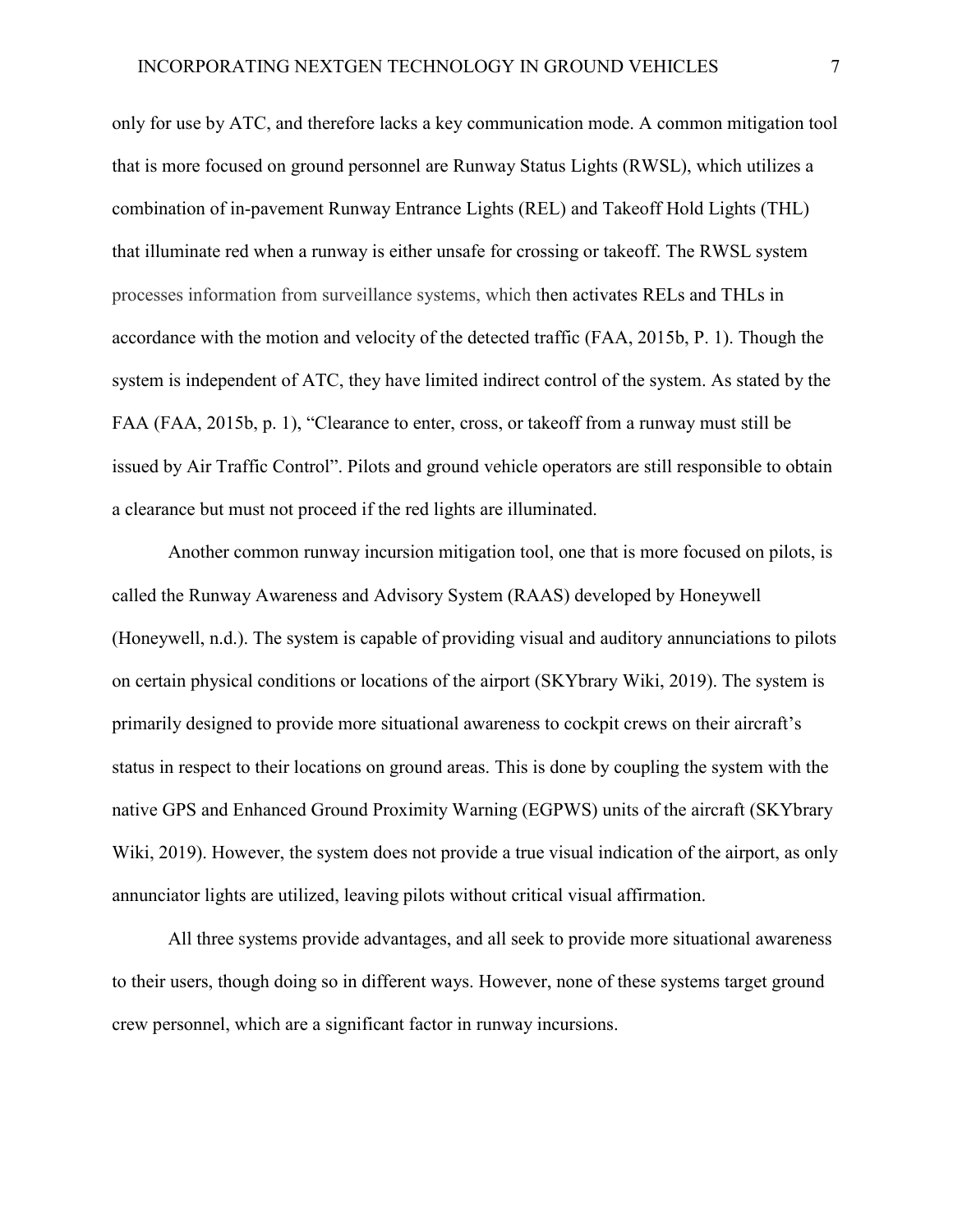only for use by ATC, and therefore lacks a key communication mode. A common mitigation tool that is more focused on ground personnel are Runway Status Lights (RWSL), which utilizes a combination of in-pavement Runway Entrance Lights (REL) and Takeoff Hold Lights (THL) that illuminate red when a runway is either unsafe for crossing or takeoff. The RWSL system processes information from surveillance systems, which then activates RELs and THLs in accordance with the motion and velocity of the detected traffic (FAA, 2015b, P. 1). Though the system is independent of ATC, they have limited indirect control of the system. As stated by the FAA (FAA, 2015b, p. 1), "Clearance to enter, cross, or takeoff from a runway must still be issued by Air Traffic Control". Pilots and ground vehicle operators are still responsible to obtain a clearance but must not proceed if the red lights are illuminated.

Another common runway incursion mitigation tool, one that is more focused on pilots, is called the Runway Awareness and Advisory System (RAAS) developed by Honeywell (Honeywell, n.d.). The system is capable of providing visual and auditory annunciations to pilots on certain physical conditions or locations of the airport (SKYbrary Wiki, 2019). The system is primarily designed to provide more situational awareness to cockpit crews on their aircraft's status in respect to their locations on ground areas. This is done by coupling the system with the native GPS and Enhanced Ground Proximity Warning (EGPWS) units of the aircraft (SKYbrary Wiki, 2019). However, the system does not provide a true visual indication of the airport, as only annunciator lights are utilized, leaving pilots without critical visual affirmation.

All three systems provide advantages, and all seek to provide more situational awareness to their users, though doing so in different ways. However, none of these systems target ground crew personnel, which are a significant factor in runway incursions.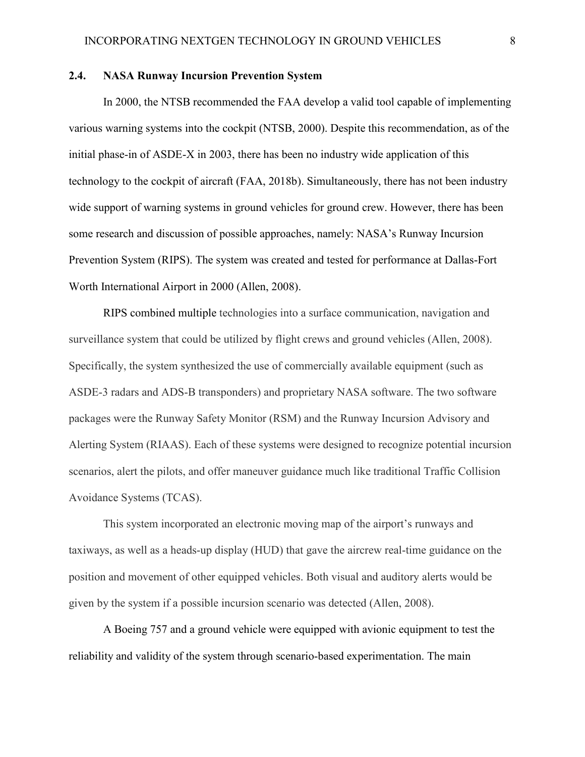## 2.4. NASA Runway Incursion Prevention System

In 2000, the NTSB recommended the FAA develop a valid tool capable of implementing various warning systems into the cockpit (NTSB, 2000). Despite this recommendation, as of the initial phase-in of ASDE-X in 2003, there has been no industry wide application of this technology to the cockpit of aircraft (FAA, 2018b). Simultaneously, there has not been industry wide support of warning systems in ground vehicles for ground crew. However, there has been some research and discussion of possible approaches, namely: NASA's Runway Incursion Prevention System (RIPS). The system was created and tested for performance at Dallas-Fort Worth International Airport in 2000 (Allen, 2008).

RIPS combined multiple technologies into a surface communication, navigation and surveillance system that could be utilized by flight crews and ground vehicles (Allen, 2008). Specifically, the system synthesized the use of commercially available equipment (such as ASDE-3 radars and ADS-B transponders) and proprietary NASA software. The two software packages were the Runway Safety Monitor (RSM) and the Runway Incursion Advisory and Alerting System (RIAAS). Each of these systems were designed to recognize potential incursion scenarios, alert the pilots, and offer maneuver guidance much like traditional Traffic Collision Avoidance Systems (TCAS).

This system incorporated an electronic moving map of the airport's runways and taxiways, as well as a heads-up display (HUD) that gave the aircrew real-time guidance on the position and movement of other equipped vehicles. Both visual and auditory alerts would be given by the system if a possible incursion scenario was detected (Allen, 2008).

A Boeing 757 and a ground vehicle were equipped with avionic equipment to test the reliability and validity of the system through scenario-based experimentation. The main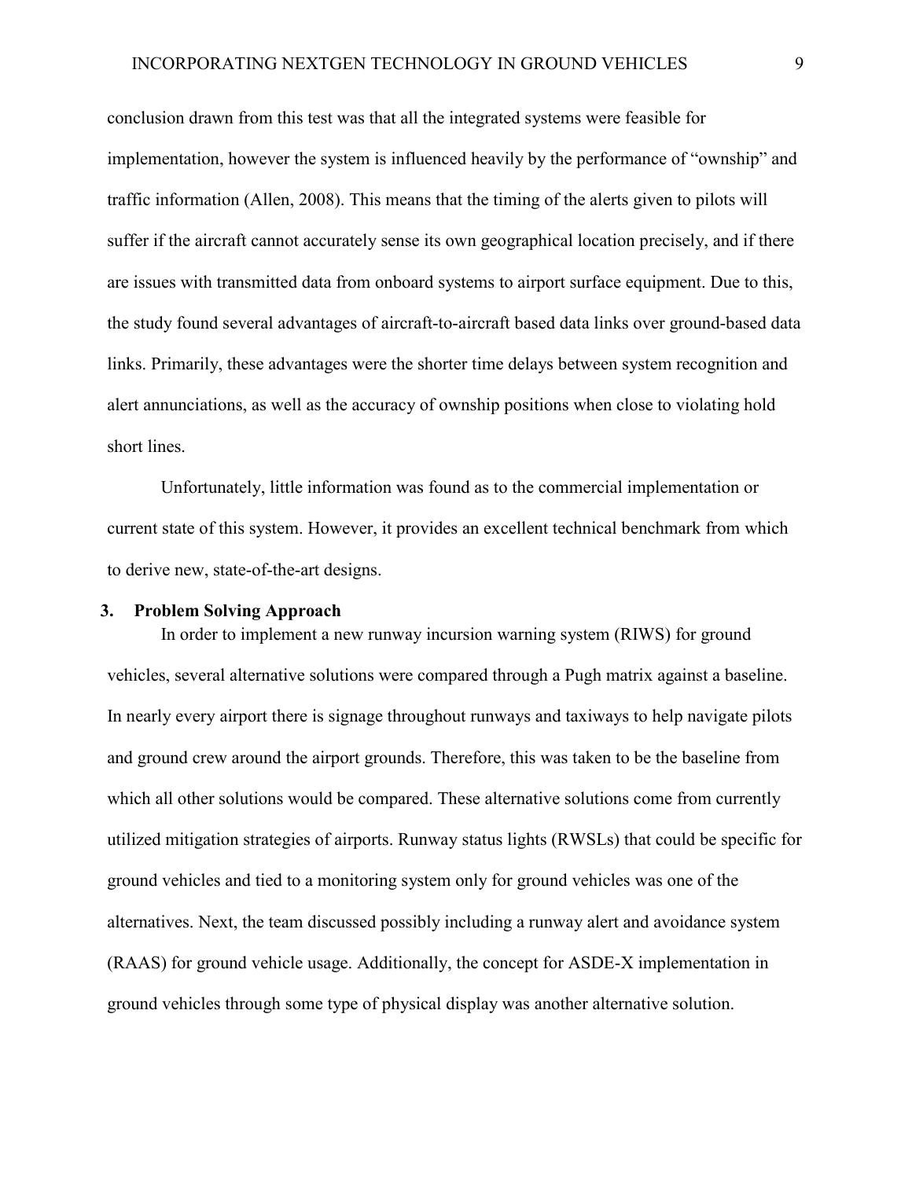conclusion drawn from this test was that all the integrated systems were feasible for implementation, however the system is influenced heavily by the performance of "ownship" and traffic information (Allen, 2008). This means that the timing of the alerts given to pilots will suffer if the aircraft cannot accurately sense its own geographical location precisely, and if there are issues with transmitted data from onboard systems to airport surface equipment. Due to this, the study found several advantages of aircraft-to-aircraft based data links over ground-based data links. Primarily, these advantages were the shorter time delays between system recognition and alert annunciations, as well as the accuracy of ownship positions when close to violating hold short lines.

Unfortunately, little information was found as to the commercial implementation or current state of this system. However, it provides an excellent technical benchmark from which to derive new, state-of-the-art designs.

## 3. Problem Solving Approach

In order to implement a new runway incursion warning system (RIWS) for ground vehicles, several alternative solutions were compared through a Pugh matrix against a baseline. In nearly every airport there is signage throughout runways and taxiways to help navigate pilots and ground crew around the airport grounds. Therefore, this was taken to be the baseline from which all other solutions would be compared. These alternative solutions come from currently utilized mitigation strategies of airports. Runway status lights (RWSLs) that could be specific for ground vehicles and tied to a monitoring system only for ground vehicles was one of the alternatives. Next, the team discussed possibly including a runway alert and avoidance system (RAAS) for ground vehicle usage. Additionally, the concept for ASDE-X implementation in ground vehicles through some type of physical display was another alternative solution.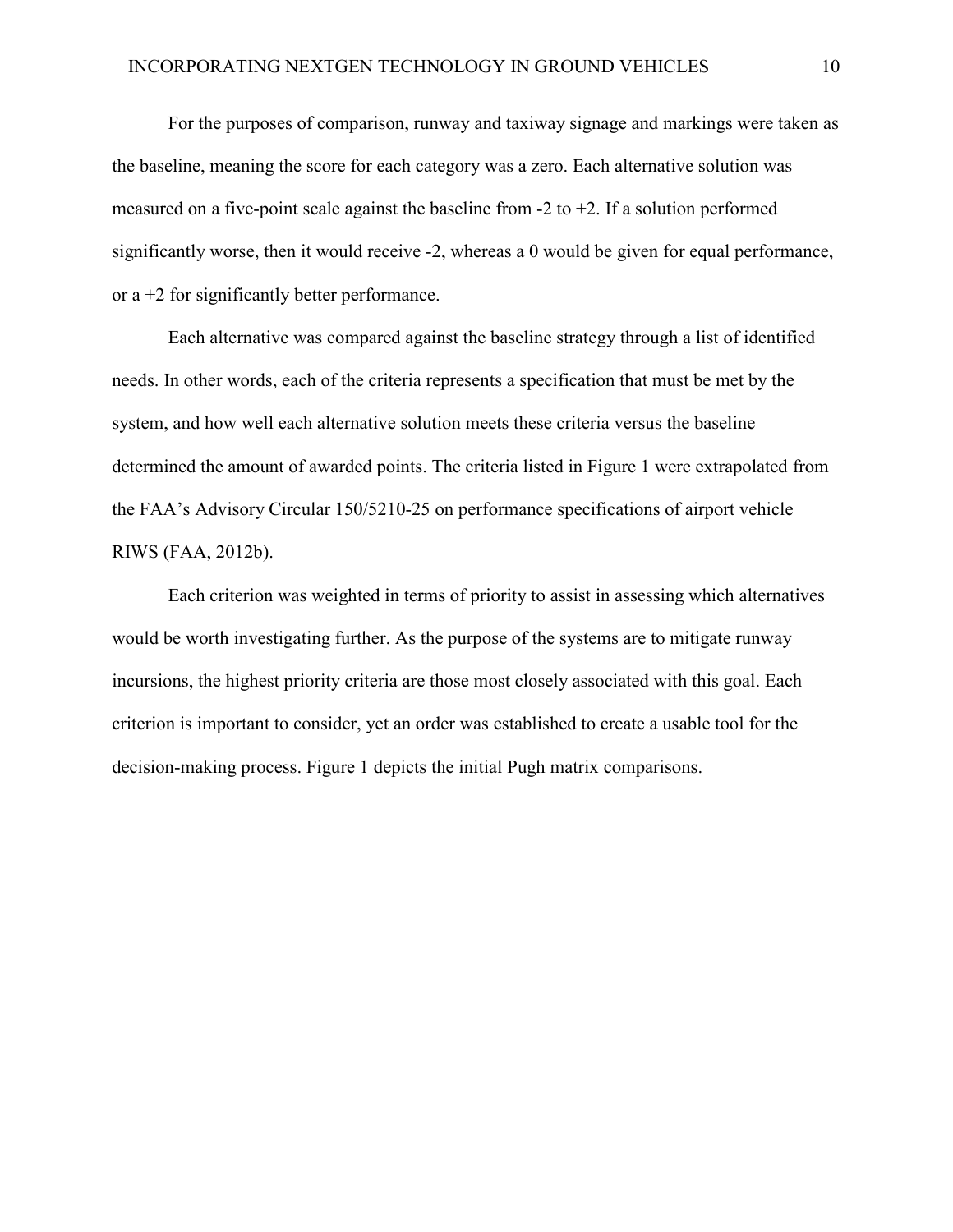For the purposes of comparison, runway and taxiway signage and markings were taken as the baseline, meaning the score for each category was a zero. Each alternative solution was measured on a five-point scale against the baseline from -2 to +2. If a solution performed significantly worse, then it would receive -2, whereas a 0 would be given for equal performance, or a +2 for significantly better performance.

Each alternative was compared against the baseline strategy through a list of identified needs. In other words, each of the criteria represents a specification that must be met by the system, and how well each alternative solution meets these criteria versus the baseline determined the amount of awarded points. The criteria listed in Figure 1 were extrapolated from the FAA's Advisory Circular 150/5210-25 on performance specifications of airport vehicle RIWS (FAA, 2012b).

Each criterion was weighted in terms of priority to assist in assessing which alternatives would be worth investigating further. As the purpose of the systems are to mitigate runway incursions, the highest priority criteria are those most closely associated with this goal. Each criterion is important to consider, yet an order was established to create a usable tool for the decision-making process. Figure 1 depicts the initial Pugh matrix comparisons.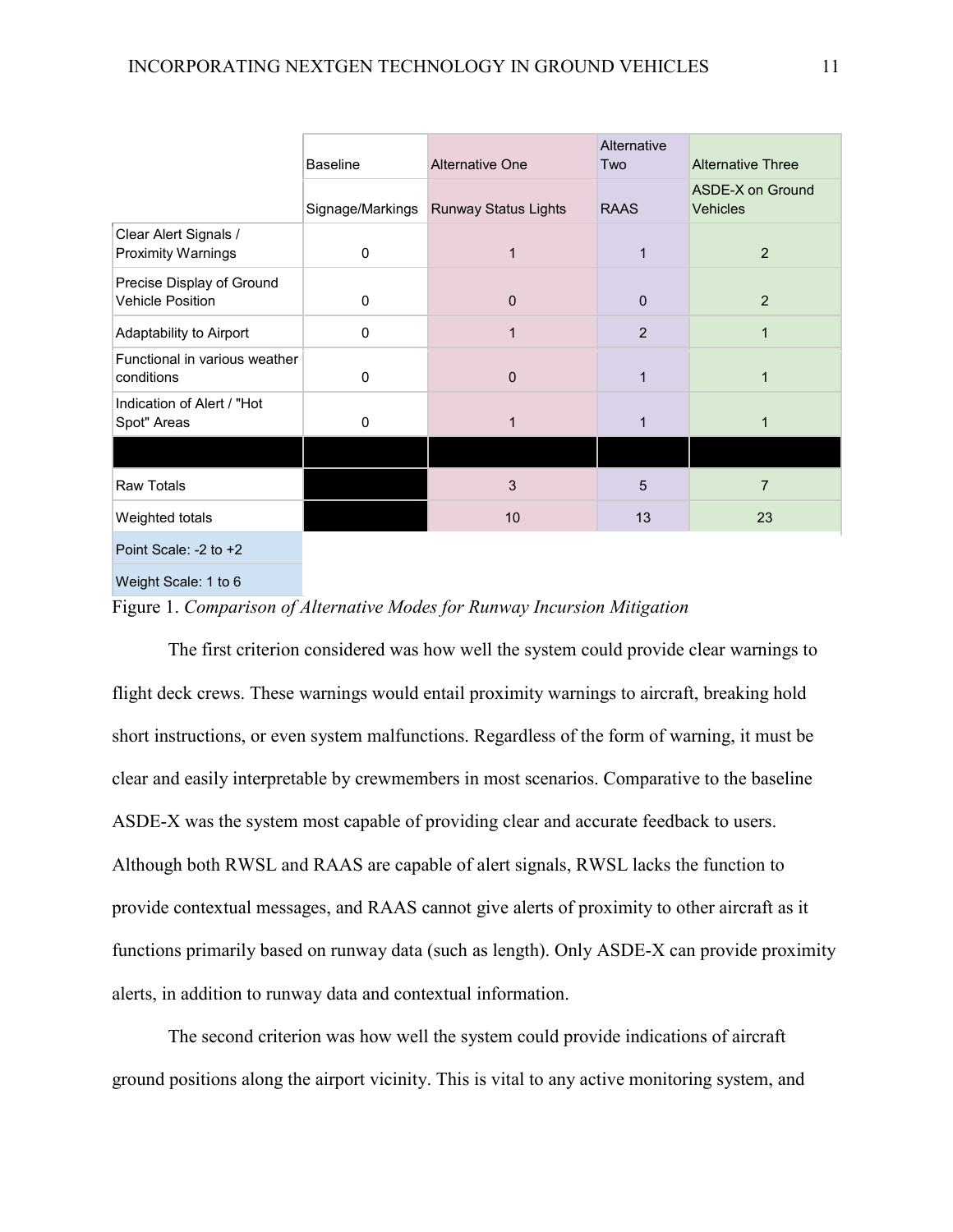| | Baseline | Alternative One | Alternative Two | Alternative Three |
|---|---|---|---|---|
| | Signage/Markings | Runway Status Lights | RAAS | ASDE-X on Ground Vehicles |
| Clear Alert Signals / Proximity Warnings | 0 | 1 | 1 | 2 |
| Precise Display of Ground Vehicle Position | 0 | 0 | 0 | 2 |
| Adaptability to Airport | 0 | 1 | 2 | 1 |
| Functional in various weather conditions | 0 | 0 | 1 | 1 |
| Indication of Alert / "Hot Spot" Areas | 0 | 1 | 1 | 1 |
| | | | | |
| Raw Totals | | 3 | 5 | 7 |
| Weighted totals | | 10 | 13 | 23 |
| Point Scale: -2 to +2 | | | | |
| Weight Scale: 1 to 6 | | | | |

Figure 1. *Comparison of Alternative Modes for Runway Incursion Mitigation*

The first criterion considered was how well the system could provide clear warnings to flight deck crews. These warnings would entail proximity warnings to aircraft, breaking hold short instructions, or even system malfunctions. Regardless of the form of warning, it must be clear and easily interpretable by crewmembers in most scenarios. Comparative to the baseline ASDE-X was the system most capable of providing clear and accurate feedback to users. Although both RWSL and RAAS are capable of alert signals, RWSL lacks the function to provide contextual messages, and RAAS cannot give alerts of proximity to other aircraft as it functions primarily based on runway data (such as length). Only ASDE-X can provide proximity alerts, in addition to runway data and contextual information.

The second criterion was how well the system could provide indications of aircraft ground positions along the airport vicinity. This is vital to any active monitoring system, and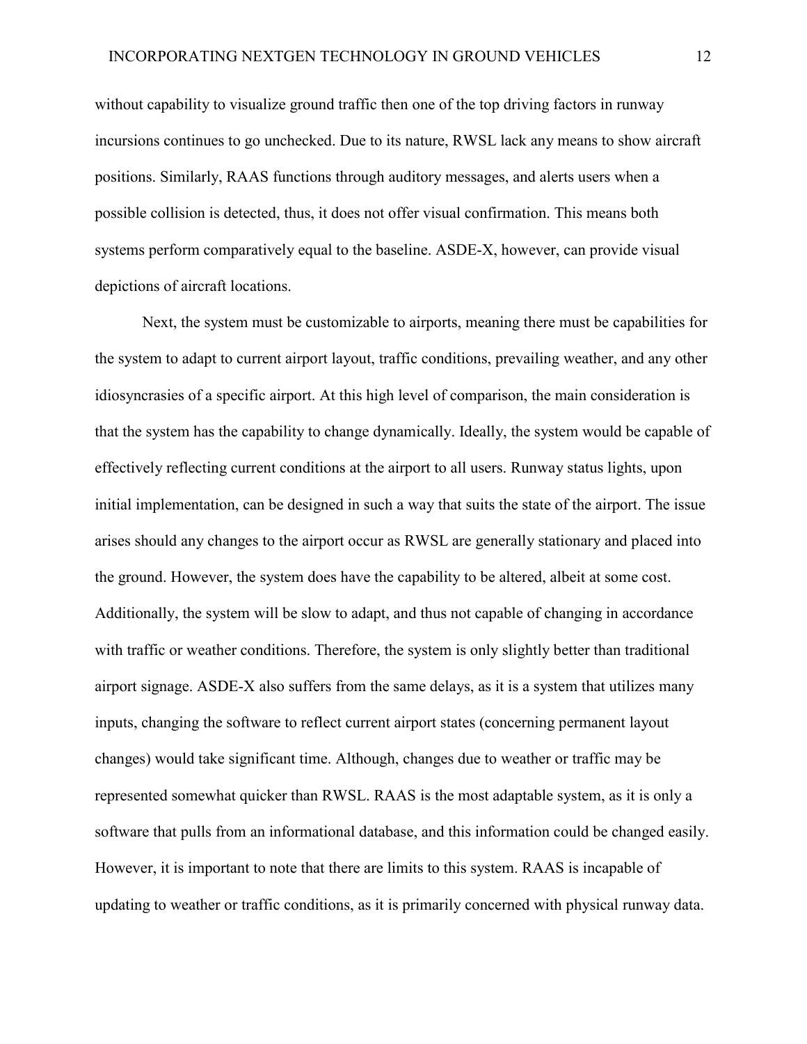without capability to visualize ground traffic then one of the top driving factors in runway incursions continues to go unchecked. Due to its nature, RWSL lack any means to show aircraft positions. Similarly, RAAS functions through auditory messages, and alerts users when a possible collision is detected, thus, it does not offer visual confirmation. This means both systems perform comparatively equal to the baseline. ASDE-X, however, can provide visual depictions of aircraft locations.

Next, the system must be customizable to airports, meaning there must be capabilities for the system to adapt to current airport layout, traffic conditions, prevailing weather, and any other idiosyncrasies of a specific airport. At this high level of comparison, the main consideration is that the system has the capability to change dynamically. Ideally, the system would be capable of effectively reflecting current conditions at the airport to all users. Runway status lights, upon initial implementation, can be designed in such a way that suits the state of the airport. The issue arises should any changes to the airport occur as RWSL are generally stationary and placed into the ground. However, the system does have the capability to be altered, albeit at some cost. Additionally, the system will be slow to adapt, and thus not capable of changing in accordance with traffic or weather conditions. Therefore, the system is only slightly better than traditional airport signage. ASDE-X also suffers from the same delays, as it is a system that utilizes many inputs, changing the software to reflect current airport states (concerning permanent layout changes) would take significant time. Although, changes due to weather or traffic may be represented somewhat quicker than RWSL. RAAS is the most adaptable system, as it is only a software that pulls from an informational database, and this information could be changed easily. However, it is important to note that there are limits to this system. RAAS is incapable of updating to weather or traffic conditions, as it is primarily concerned with physical runway data.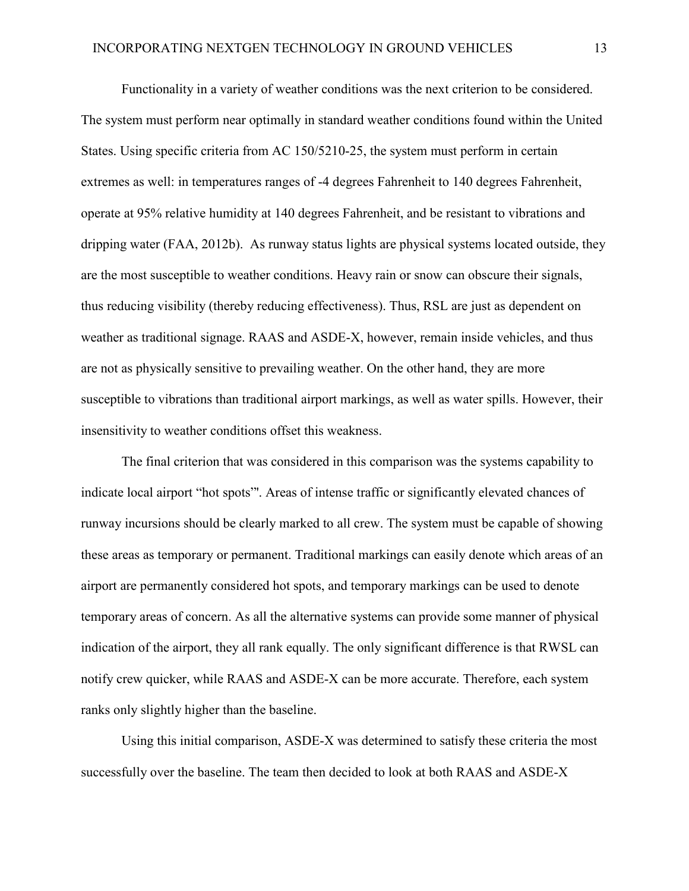Functionality in a variety of weather conditions was the next criterion to be considered. The system must perform near optimally in standard weather conditions found within the United States. Using specific criteria from AC 150/5210-25, the system must perform in certain extremes as well: in temperatures ranges of -4 degrees Fahrenheit to 140 degrees Fahrenheit, operate at 95% relative humidity at 140 degrees Fahrenheit, and be resistant to vibrations and dripping water (FAA, 2012b). As runway status lights are physical systems located outside, they are the most susceptible to weather conditions. Heavy rain or snow can obscure their signals, thus reducing visibility (thereby reducing effectiveness). Thus, RSL are just as dependent on weather as traditional signage. RAAS and ASDE-X, however, remain inside vehicles, and thus are not as physically sensitive to prevailing weather. On the other hand, they are more susceptible to vibrations than traditional airport markings, as well as water spills. However, their insensitivity to weather conditions offset this weakness.

The final criterion that was considered in this comparison was the systems capability to indicate local airport "hot spots"'. Areas of intense traffic or significantly elevated chances of runway incursions should be clearly marked to all crew. The system must be capable of showing these areas as temporary or permanent. Traditional markings can easily denote which areas of an airport are permanently considered hot spots, and temporary markings can be used to denote temporary areas of concern. As all the alternative systems can provide some manner of physical indication of the airport, they all rank equally. The only significant difference is that RWSL can notify crew quicker, while RAAS and ASDE-X can be more accurate. Therefore, each system ranks only slightly higher than the baseline.

Using this initial comparison, ASDE-X was determined to satisfy these criteria the most successfully over the baseline. The team then decided to look at both RAAS and ASDE-X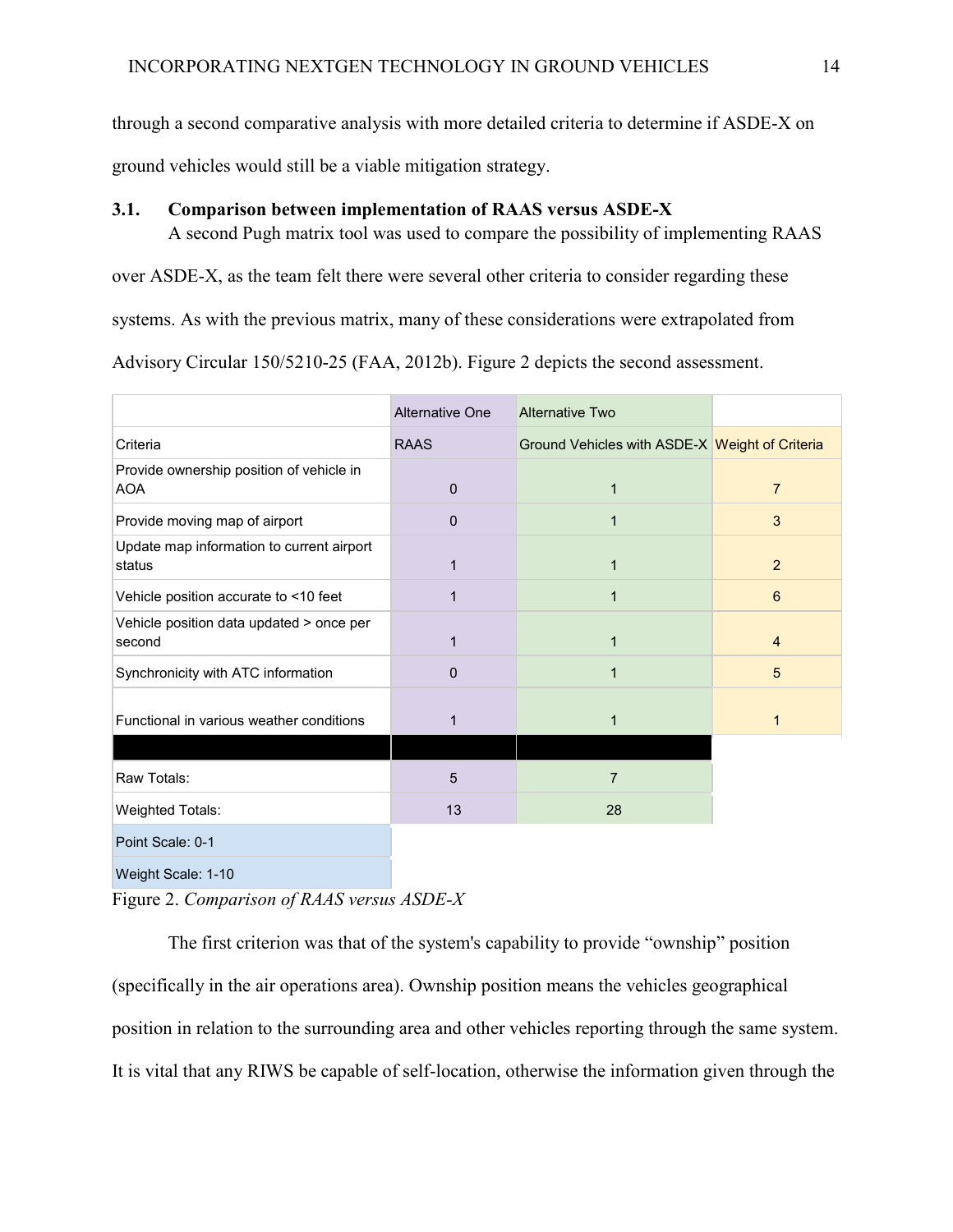through a second comparative analysis with more detailed criteria to determine if ASDE-X on ground vehicles would still be a viable mitigation strategy.

### 3.1. Comparison between implementation of RAAS versus ASDE-X

A second Pugh matrix tool was used to compare the possibility of implementing RAAS over ASDE-X, as the team felt there were several other criteria to consider regarding these systems. As with the previous matrix, many of these considerations were extrapolated from Advisory Circular 150/5210-25 (FAA, 2012b). Figure 2 depicts the second assessment.

| | Alternative One | Alternative Two | |
|---|---|---|---|
| Criteria | RAAS | Ground Vehicles with ASDE-X | Weight of Criteria |
| Provide ownership position of vehicle in AOA | 0 | 1 | 7 |
| Provide moving map of airport | 0 | 1 | 3 |
| Update map information to current airport status | 1 | 1 | 2 |
| Vehicle position accurate to <10 feet | 1 | 1 | 6 |
| Vehicle position data updated > once per second | 1 | 1 | 4 |
| Synchronicity with ATC information | 0 | 1 | 5 |
| Functional in various weather conditions | 1 | 1 | 1 |
| | | | |
| Raw Totals: | 5 | 7 | |
| Weighted Totals: | 13 | 28 | |
| Point Scale: 0-1 | | | |
| Weight Scale: 1-10 | | | |

Figure 2. *Comparison of RAAS versus ASDE-X*

The first criterion was that of the system's capability to provide "ownship" position (specifically in the air operations area). Ownship position means the vehicles geographical position in relation to the surrounding area and other vehicles reporting through the same system. It is vital that any RIWS be capable of self-location, otherwise the information given through the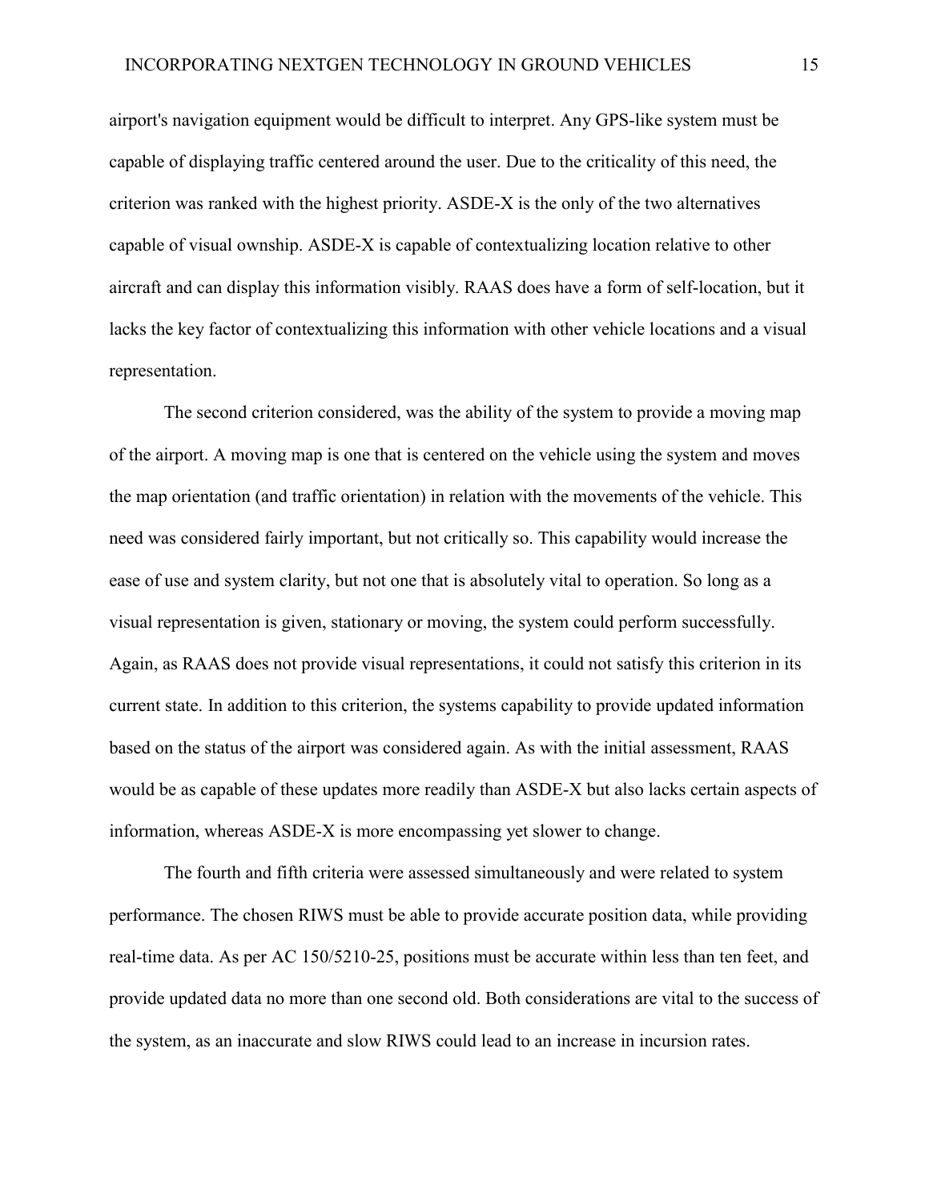airport's navigation equipment would be difficult to interpret. Any GPS-like system must be capable of displaying traffic centered around the user. Due to the criticality of this need, the criterion was ranked with the highest priority. ASDE-X is the only of the two alternatives capable of visual ownship. ASDE-X is capable of contextualizing location relative to other aircraft and can display this information visibly. RAAS does have a form of self-location, but it lacks the key factor of contextualizing this information with other vehicle locations and a visual representation.

The second criterion considered, was the ability of the system to provide a moving map of the airport. A moving map is one that is centered on the vehicle using the system and moves the map orientation (and traffic orientation) in relation with the movements of the vehicle. This need was considered fairly important, but not critically so. This capability would increase the ease of use and system clarity, but not one that is absolutely vital to operation. So long as a visual representation is given, stationary or moving, the system could perform successfully. Again, as RAAS does not provide visual representations, it could not satisfy this criterion in its current state. In addition to this criterion, the systems capability to provide updated information based on the status of the airport was considered again. As with the initial assessment, RAAS would be as capable of these updates more readily than ASDE-X but also lacks certain aspects of information, whereas ASDE-X is more encompassing yet slower to change.

The fourth and fifth criteria were assessed simultaneously and were related to system performance. The chosen RIWS must be able to provide accurate position data, while providing real-time data. As per AC 150/5210-25, positions must be accurate within less than ten feet, and provide updated data no more than one second old. Both considerations are vital to the success of the system, as an inaccurate and slow RIWS could lead to an increase in incursion rates.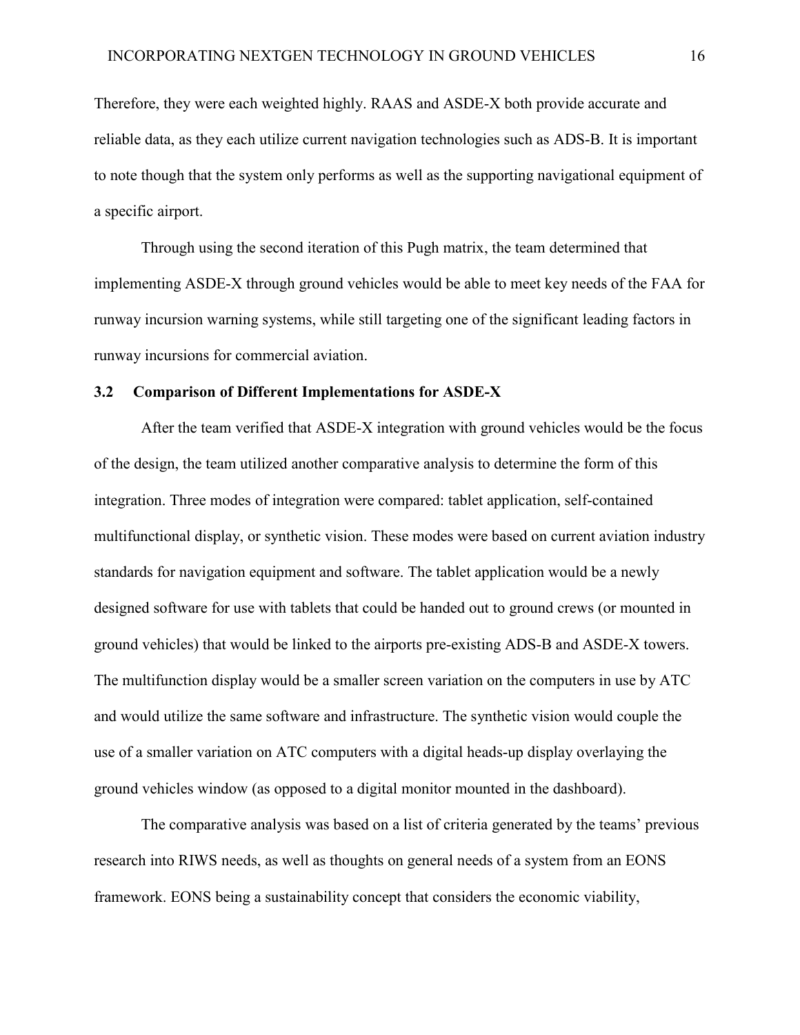Therefore, they were each weighted highly. RAAS and ASDE-X both provide accurate and reliable data, as they each utilize current navigation technologies such as ADS-B. It is important to note though that the system only performs as well as the supporting navigational equipment of a specific airport.

Through using the second iteration of this Pugh matrix, the team determined that implementing ASDE-X through ground vehicles would be able to meet key needs of the FAA for runway incursion warning systems, while still targeting one of the significant leading factors in runway incursions for commercial aviation.

### 3.2 Comparison of Different Implementations for ASDE-X

After the team verified that ASDE-X integration with ground vehicles would be the focus of the design, the team utilized another comparative analysis to determine the form of this integration. Three modes of integration were compared: tablet application, self-contained multifunctional display, or synthetic vision. These modes were based on current aviation industry standards for navigation equipment and software. The tablet application would be a newly designed software for use with tablets that could be handed out to ground crews (or mounted in ground vehicles) that would be linked to the airports pre-existing ADS-B and ASDE-X towers. The multifunction display would be a smaller screen variation on the computers in use by ATC and would utilize the same software and infrastructure. The synthetic vision would couple the use of a smaller variation on ATC computers with a digital heads-up display overlaying the ground vehicles window (as opposed to a digital monitor mounted in the dashboard).

The comparative analysis was based on a list of criteria generated by the teams' previous research into RIWS needs, as well as thoughts on general needs of a system from an EONS framework. EONS being a sustainability concept that considers the economic viability,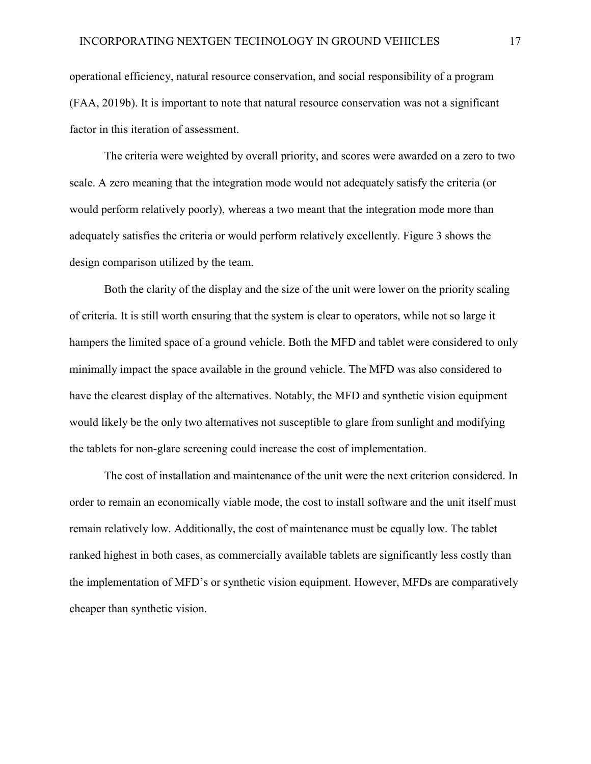operational efficiency, natural resource conservation, and social responsibility of a program (FAA, 2019b). It is important to note that natural resource conservation was not a significant factor in this iteration of assessment.

The criteria were weighted by overall priority, and scores were awarded on a zero to two scale. A zero meaning that the integration mode would not adequately satisfy the criteria (or would perform relatively poorly), whereas a two meant that the integration mode more than adequately satisfies the criteria or would perform relatively excellently. Figure 3 shows the design comparison utilized by the team.

Both the clarity of the display and the size of the unit were lower on the priority scaling of criteria. It is still worth ensuring that the system is clear to operators, while not so large it hampers the limited space of a ground vehicle. Both the MFD and tablet were considered to only minimally impact the space available in the ground vehicle. The MFD was also considered to have the clearest display of the alternatives. Notably, the MFD and synthetic vision equipment would likely be the only two alternatives not susceptible to glare from sunlight and modifying the tablets for non-glare screening could increase the cost of implementation.

The cost of installation and maintenance of the unit were the next criterion considered. In order to remain an economically viable mode, the cost to install software and the unit itself must remain relatively low. Additionally, the cost of maintenance must be equally low. The tablet ranked highest in both cases, as commercially available tablets are significantly less costly than the implementation of MFD's or synthetic vision equipment. However, MFDs are comparatively cheaper than synthetic vision.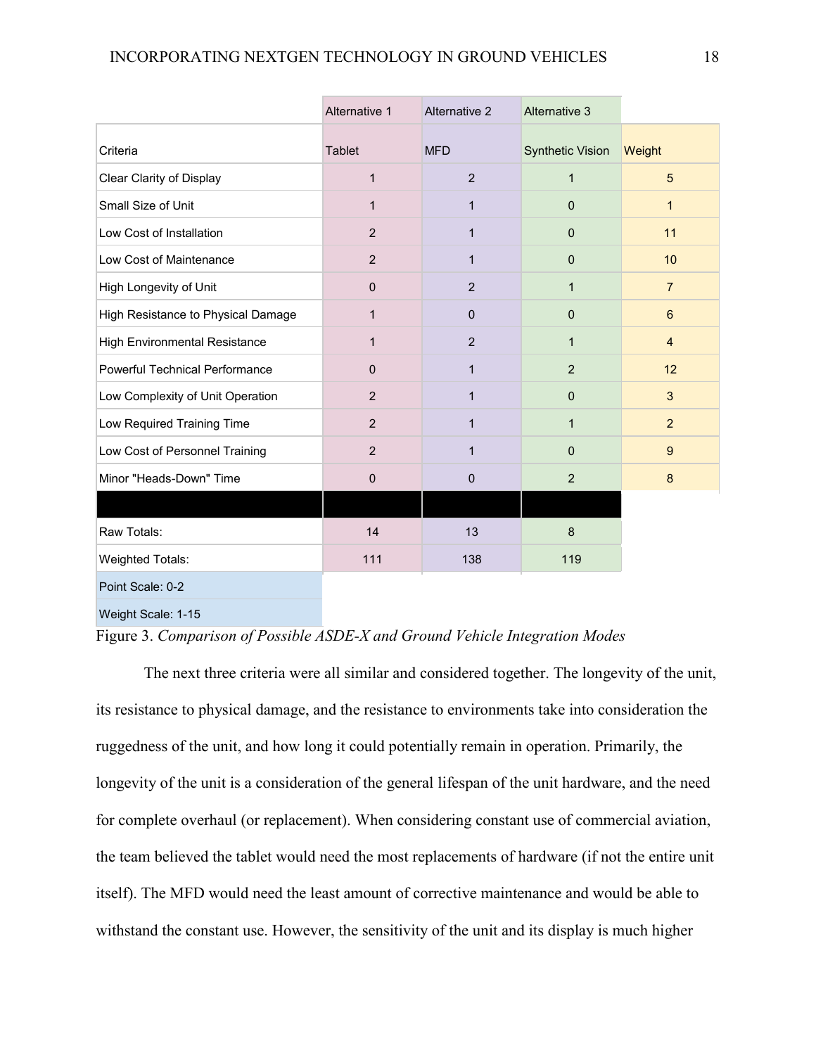| | Alternative 1 | Alternative 2 | Alternative 3 | |
|---|---|---|---|---|
| Criteria | Tablet | MFD | Synthetic Vision | Weight |
| Clear Clarity of Display | 1 | 2 | 1 | 5 |
| Small Size of Unit | 1 | 1 | 0 | 1 |
| Low Cost of Installation | 2 | 1 | 0 | 11 |
| Low Cost of Maintenance | 2 | 1 | 0 | 10 |
| High Longevity of Unit | 0 | 2 | 1 | 7 |
| High Resistance to Physical Damage | 1 | 0 | 0 | 6 |
| High Environmental Resistance | 1 | 2 | 1 | 4 |
| Powerful Technical Performance | 0 | 1 | 2 | 12 |
| Low Complexity of Unit Operation | 2 | 1 | 0 | 3 |
| Low Required Training Time | 2 | 1 | 1 | 2 |
| Low Cost of Personnel Training | 2 | 1 | 0 | 9 |
| Minor "Heads-Down" Time | 0 | 0 | 2 | 8 |
| | | | | |
| Raw Totals: | 14 | 13 | 8 | |
| Weighted Totals: | 111 | 138 | 119 | |
| Point Scale: 0-2 | | | | |
| Weight Scale: 1-15 | | | | |

Figure 3. *Comparison of Possible ASDE-X and Ground Vehicle Integration Modes*

The next three criteria were all similar and considered together. The longevity of the unit, its resistance to physical damage, and the resistance to environments take into consideration the ruggedness of the unit, and how long it could potentially remain in operation. Primarily, the longevity of the unit is a consideration of the general lifespan of the unit hardware, and the need for complete overhaul (or replacement). When considering constant use of commercial aviation, the team believed the tablet would need the most replacements of hardware (if not the entire unit itself). The MFD would need the least amount of corrective maintenance and would be able to withstand the constant use. However, the sensitivity of the unit and its display is much higher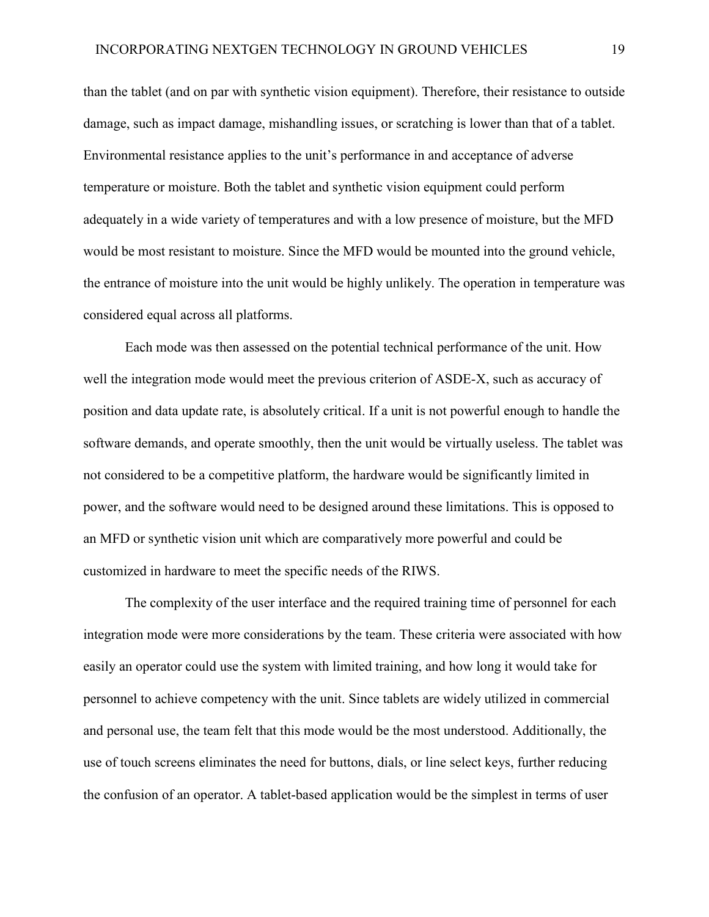than the tablet (and on par with synthetic vision equipment). Therefore, their resistance to outside damage, such as impact damage, mishandling issues, or scratching is lower than that of a tablet. Environmental resistance applies to the unit's performance in and acceptance of adverse temperature or moisture. Both the tablet and synthetic vision equipment could perform adequately in a wide variety of temperatures and with a low presence of moisture, but the MFD would be most resistant to moisture. Since the MFD would be mounted into the ground vehicle, the entrance of moisture into the unit would be highly unlikely. The operation in temperature was considered equal across all platforms.

Each mode was then assessed on the potential technical performance of the unit. How well the integration mode would meet the previous criterion of ASDE-X, such as accuracy of position and data update rate, is absolutely critical. If a unit is not powerful enough to handle the software demands, and operate smoothly, then the unit would be virtually useless. The tablet was not considered to be a competitive platform, the hardware would be significantly limited in power, and the software would need to be designed around these limitations. This is opposed to an MFD or synthetic vision unit which are comparatively more powerful and could be customized in hardware to meet the specific needs of the RIWS.

The complexity of the user interface and the required training time of personnel for each integration mode were more considerations by the team. These criteria were associated with how easily an operator could use the system with limited training, and how long it would take for personnel to achieve competency with the unit. Since tablets are widely utilized in commercial and personal use, the team felt that this mode would be the most understood. Additionally, the use of touch screens eliminates the need for buttons, dials, or line select keys, further reducing the confusion of an operator. A tablet-based application would be the simplest in terms of user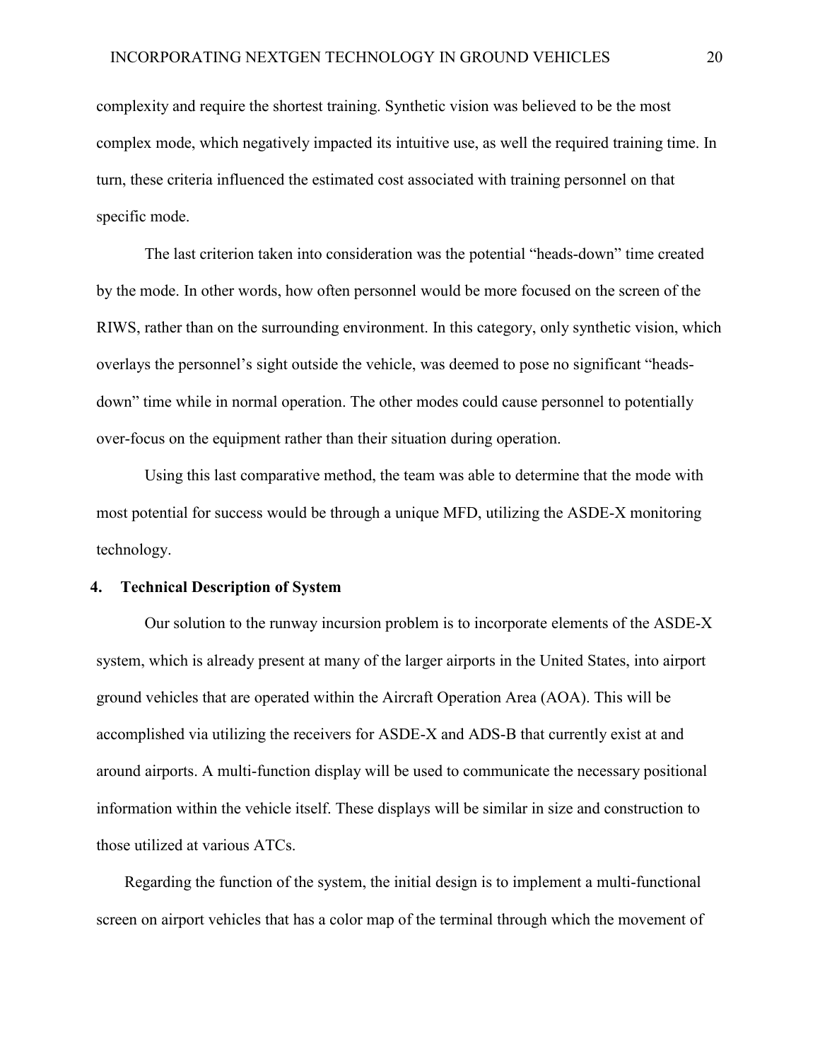complexity and require the shortest training. Synthetic vision was believed to be the most complex mode, which negatively impacted its intuitive use, as well the required training time. In turn, these criteria influenced the estimated cost associated with training personnel on that specific mode.

The last criterion taken into consideration was the potential "heads-down" time created by the mode. In other words, how often personnel would be more focused on the screen of the RIWS, rather than on the surrounding environment. In this category, only synthetic vision, which overlays the personnel's sight outside the vehicle, was deemed to pose no significant "heads-down" time while in normal operation. The other modes could cause personnel to potentially over-focus on the equipment rather than their situation during operation.

Using this last comparative method, the team was able to determine that the mode with most potential for success would be through a unique MFD, utilizing the ASDE-X monitoring technology.

## 4. Technical Description of System

Our solution to the runway incursion problem is to incorporate elements of the ASDE-X system, which is already present at many of the larger airports in the United States, into airport ground vehicles that are operated within the Aircraft Operation Area (AOA). This will be accomplished via utilizing the receivers for ASDE-X and ADS-B that currently exist at and around airports. A multi-function display will be used to communicate the necessary positional information within the vehicle itself. These displays will be similar in size and construction to those utilized at various ATCs.

Regarding the function of the system, the initial design is to implement a multi-functional screen on airport vehicles that has a color map of the terminal through which the movement of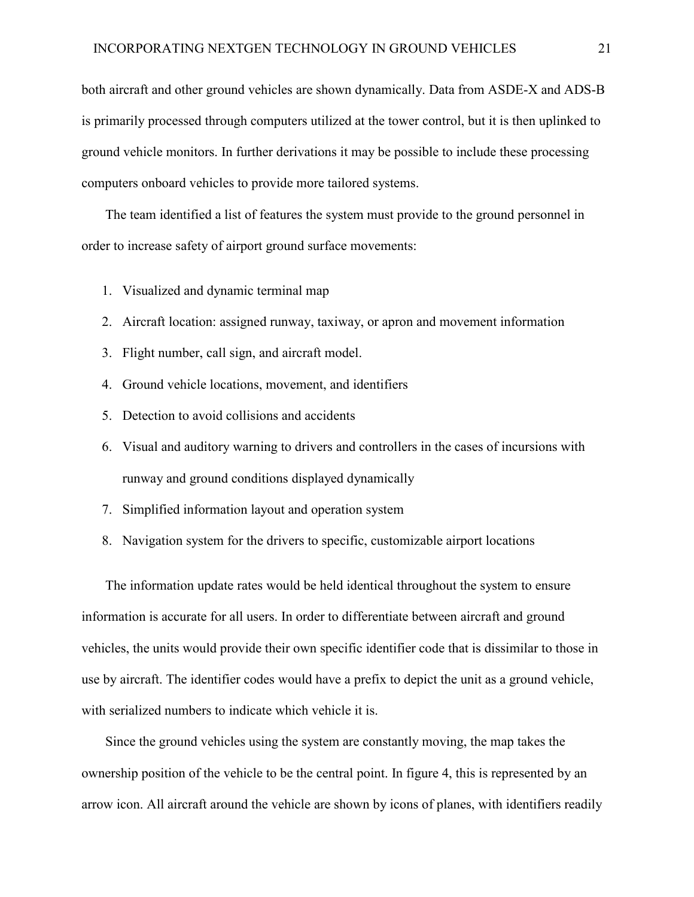both aircraft and other ground vehicles are shown dynamically. Data from ASDE-X and ADS-B is primarily processed through computers utilized at the tower control, but it is then uplinked to ground vehicle monitors. In further derivations it may be possible to include these processing computers onboard vehicles to provide more tailored systems.

The team identified a list of features the system must provide to the ground personnel in order to increase safety of airport ground surface movements:

1. Visualized and dynamic terminal map
2. Aircraft location: assigned runway, taxiway, or apron and movement information
3. Flight number, call sign, and aircraft model.
4. Ground vehicle locations, movement, and identifiers
5. Detection to avoid collisions and accidents
6. Visual and auditory warning to drivers and controllers in the cases of incursions with runway and ground conditions displayed dynamically
7. Simplified information layout and operation system
8. Navigation system for the drivers to specific, customizable airport locations

The information update rates would be held identical throughout the system to ensure information is accurate for all users. In order to differentiate between aircraft and ground vehicles, the units would provide their own specific identifier code that is dissimilar to those in use by aircraft. The identifier codes would have a prefix to depict the unit as a ground vehicle, with serialized numbers to indicate which vehicle it is.

Since the ground vehicles using the system are constantly moving, the map takes the ownership position of the vehicle to be the central point. In figure 4, this is represented by an arrow icon. All aircraft around the vehicle are shown by icons of planes, with identifiers readily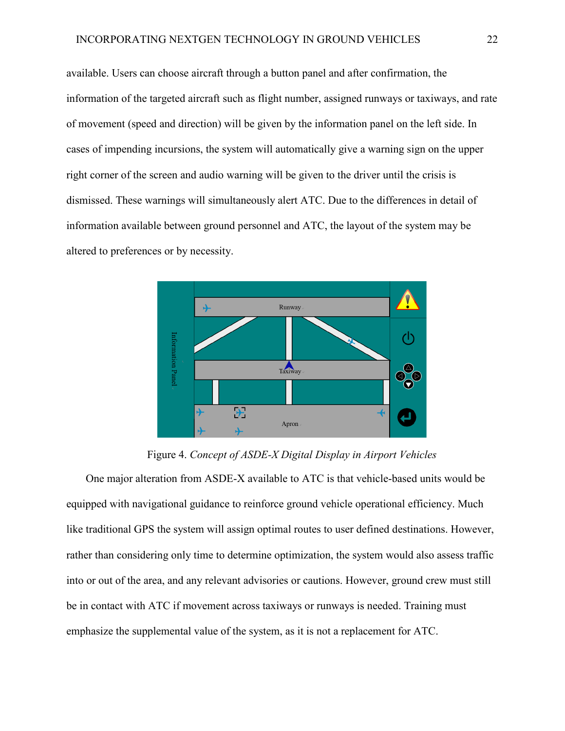available. Users can choose aircraft through a button panel and after confirmation, the information of the targeted aircraft such as flight number, assigned runways or taxiways, and rate of movement (speed and direction) will be given by the information panel on the left side. In cases of impending incursions, the system will automatically give a warning sign on the upper right corner of the screen and audio warning will be given to the driver until the crisis is dismissed. These warnings will simultaneously alert ATC. Due to the differences in detail of information available between ground personnel and ATC, the layout of the system may be altered to preferences or by necessity.

Figure 4. *Concept of ASDE-X Digital Display in Airport Vehicles*

One major alteration from ASDE-X available to ATC is that vehicle-based units would be equipped with navigational guidance to reinforce ground vehicle operational efficiency. Much like traditional GPS the system will assign optimal routes to user defined destinations. However, rather than considering only time to determine optimization, the system would also assess traffic into or out of the area, and any relevant advisories or cautions. However, ground crew must still be in contact with ATC if movement across taxiways or runways is needed. Training must emphasize the supplemental value of the system, as it is not a replacement for ATC.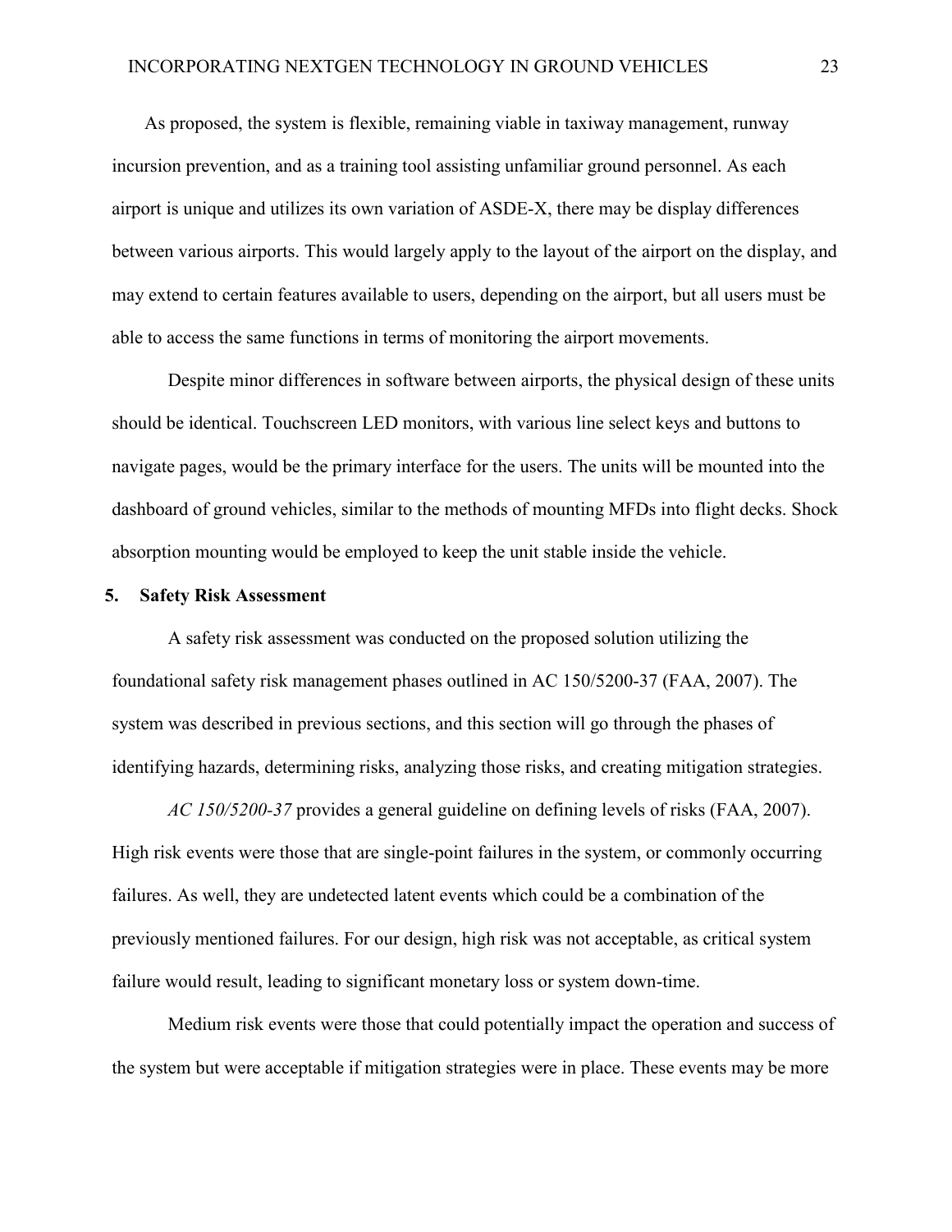As proposed, the system is flexible, remaining viable in taxiway management, runway incursion prevention, and as a training tool assisting unfamiliar ground personnel. As each airport is unique and utilizes its own variation of ASDE-X, there may be display differences between various airports. This would largely apply to the layout of the airport on the display, and may extend to certain features available to users, depending on the airport, but all users must be able to access the same functions in terms of monitoring the airport movements.

Despite minor differences in software between airports, the physical design of these units should be identical. Touchscreen LED monitors, with various line select keys and buttons to navigate pages, would be the primary interface for the users. The units will be mounted into the dashboard of ground vehicles, similar to the methods of mounting MFDs into flight decks. Shock absorption mounting would be employed to keep the unit stable inside the vehicle.

## 5. Safety Risk Assessment

A safety risk assessment was conducted on the proposed solution utilizing the foundational safety risk management phases outlined in AC 150/5200-37 (FAA, 2007). The system was described in previous sections, and this section will go through the phases of identifying hazards, determining risks, analyzing those risks, and creating mitigation strategies.

*AC 150/5200-37* provides a general guideline on defining levels of risks (FAA, 2007). High risk events were those that are single-point failures in the system, or commonly occurring failures. As well, they are undetected latent events which could be a combination of the previously mentioned failures. For our design, high risk was not acceptable, as critical system failure would result, leading to significant monetary loss or system down-time.

Medium risk events were those that could potentially impact the operation and success of the system but were acceptable if mitigation strategies were in place. These events may be more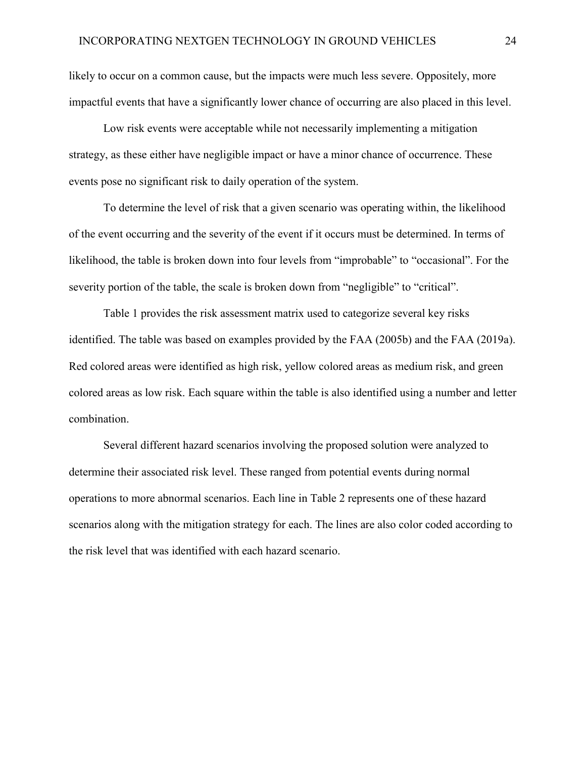likely to occur on a common cause, but the impacts were much less severe. Oppositely, more impactful events that have a significantly lower chance of occurring are also placed in this level.

Low risk events were acceptable while not necessarily implementing a mitigation strategy, as these either have negligible impact or have a minor chance of occurrence. These events pose no significant risk to daily operation of the system.

To determine the level of risk that a given scenario was operating within, the likelihood of the event occurring and the severity of the event if it occurs must be determined. In terms of likelihood, the table is broken down into four levels from "improbable" to "occasional". For the severity portion of the table, the scale is broken down from "negligible" to "critical".

Table 1 provides the risk assessment matrix used to categorize several key risks identified. The table was based on examples provided by the FAA (2005b) and the FAA (2019a). Red colored areas were identified as high risk, yellow colored areas as medium risk, and green colored areas as low risk. Each square within the table is also identified using a number and letter combination.

Several different hazard scenarios involving the proposed solution were analyzed to determine their associated risk level. These ranged from potential events during normal operations to more abnormal scenarios. Each line in Table 2 represents one of these hazard scenarios along with the mitigation strategy for each. The lines are also color coded according to the risk level that was identified with each hazard scenario.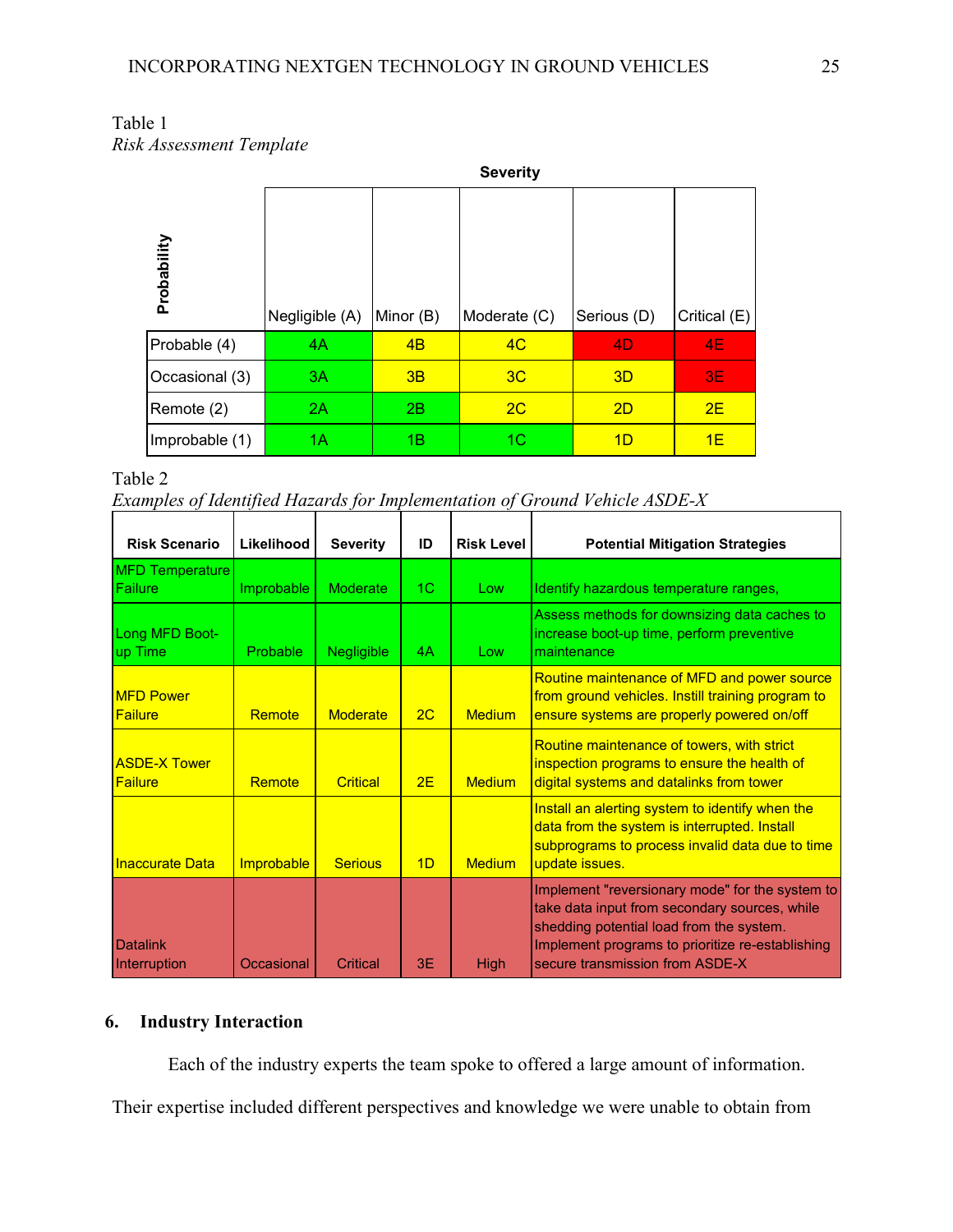Table 1

*Risk Assessment Template*

| Probability | Severity | | | | |
|---|---|---|---|---|---|
| | Negligible (A) | Minor (B) | Moderate (C) | Serious (D) | Critical (E) |
| Probable (4) | 4A | 4B | 4C | 4D | 4E |
| Occasional (3) | 3A | 3B | 3C | 3D | 3E |
| Remote (2) | 2A | 2B | 2C | 2D | 2E |
| Improbable (1) | 1A | 1B | 1C | 1D | 1E |

Table 2

*Examples of Identified Hazards for Implementation of Ground Vehicle ASDE-X*

| Risk Scenario | Likelihood | Severity | ID | Risk Level | Potential Mitigation Strategies |
|---|---|---|---|---|---|
| MFD Temperature Failure | Improbable | Moderate | 1C | Low | Identify hazardous temperature ranges, |
| Long MFD Boot-up Time | Probable | Negligible | 4A | Low | Assess methods for downsizing data caches to increase boot-up time, perform preventive maintenance |
| MFD Power Failure | Remote | Moderate | 2C | Medium | Routine maintenance of MFD and power source from ground vehicles. Instill training program to ensure systems are properly powered on/off |
| ASDE-X Tower Failure | Remote | Critical | 2E | Medium | Routine maintenance of towers, with strict inspection programs to ensure the health of digital systems and datalinks from tower |
| Inaccurate Data | Improbable | Serious | 1D | Medium | Install an alerting system to identify when the data from the system is interrupted. Install subprograms to process invalid data due to time update issues. |
| Datalink Interruption | Occasional | Critical | 3E | High | Implement "reversionary mode" for the system to take data input from secondary sources, while shedding potential load from the system. Implement programs to prioritize re-establishing secure transmission from ASDE-X |

## 6. Industry Interaction

Each of the industry experts the team spoke to offered a large amount of information. Their expertise included different perspectives and knowledge we were unable to obtain from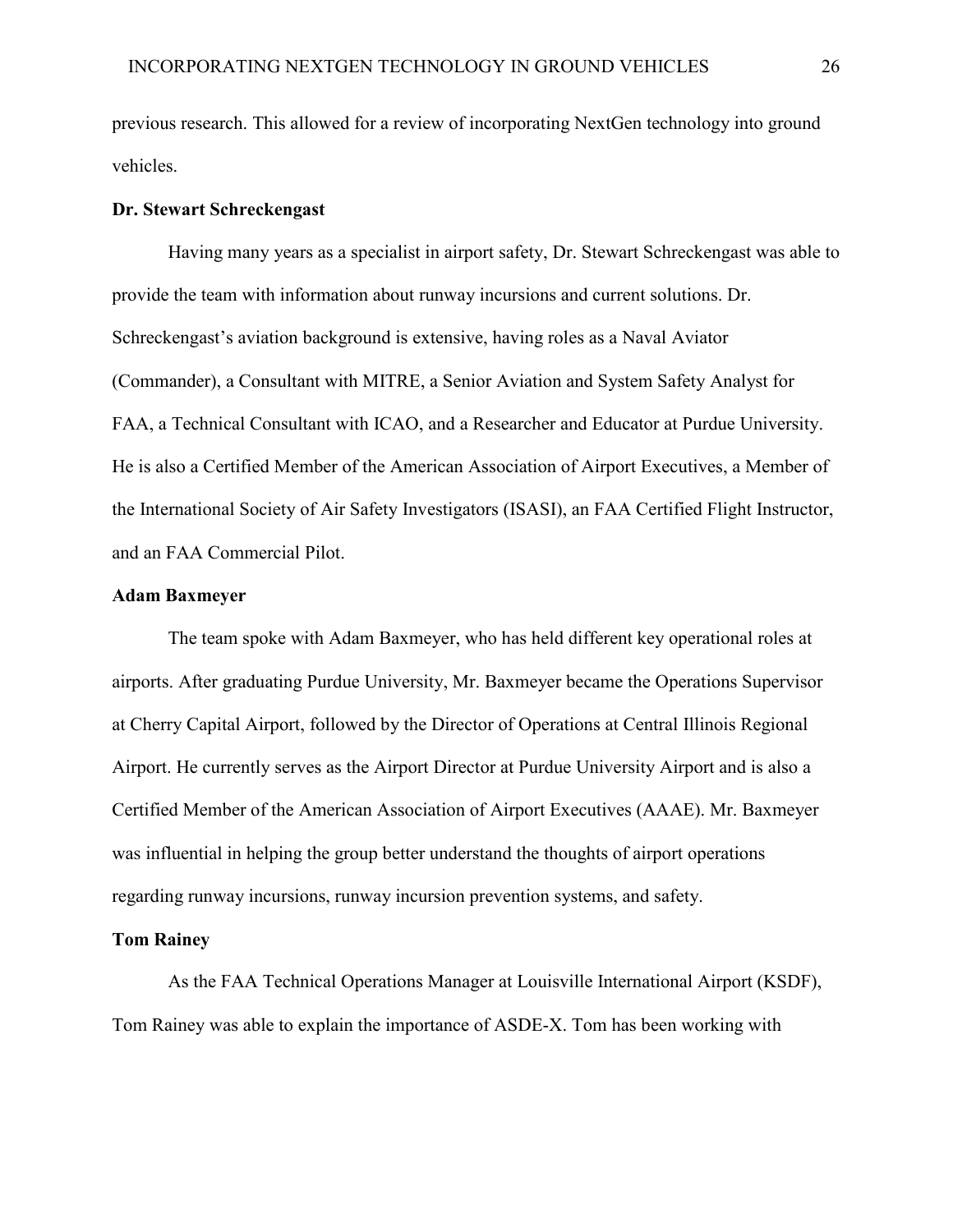previous research. This allowed for a review of incorporating NextGen technology into ground vehicles.

### Dr. Stewart Schreckengast

Having many years as a specialist in airport safety, Dr. Stewart Schreckengast was able to provide the team with information about runway incursions and current solutions. Dr. Schreckengast's aviation background is extensive, having roles as a Naval Aviator (Commander), a Consultant with MITRE, a Senior Aviation and System Safety Analyst for FAA, a Technical Consultant with ICAO, and a Researcher and Educator at Purdue University. He is also a Certified Member of the American Association of Airport Executives, a Member of the International Society of Air Safety Investigators (ISASI), an FAA Certified Flight Instructor, and an FAA Commercial Pilot.

### Adam Baxmeyer

The team spoke with Adam Baxmeyer, who has held different key operational roles at airports. After graduating Purdue University, Mr. Baxmeyer became the Operations Supervisor at Cherry Capital Airport, followed by the Director of Operations at Central Illinois Regional Airport. He currently serves as the Airport Director at Purdue University Airport and is also a Certified Member of the American Association of Airport Executives (AAAE). Mr. Baxmeyer was influential in helping the group better understand the thoughts of airport operations regarding runway incursions, runway incursion prevention systems, and safety.

### Tom Rainey

As the FAA Technical Operations Manager at Louisville International Airport (KSDF), Tom Rainey was able to explain the importance of ASDE-X. Tom has been working with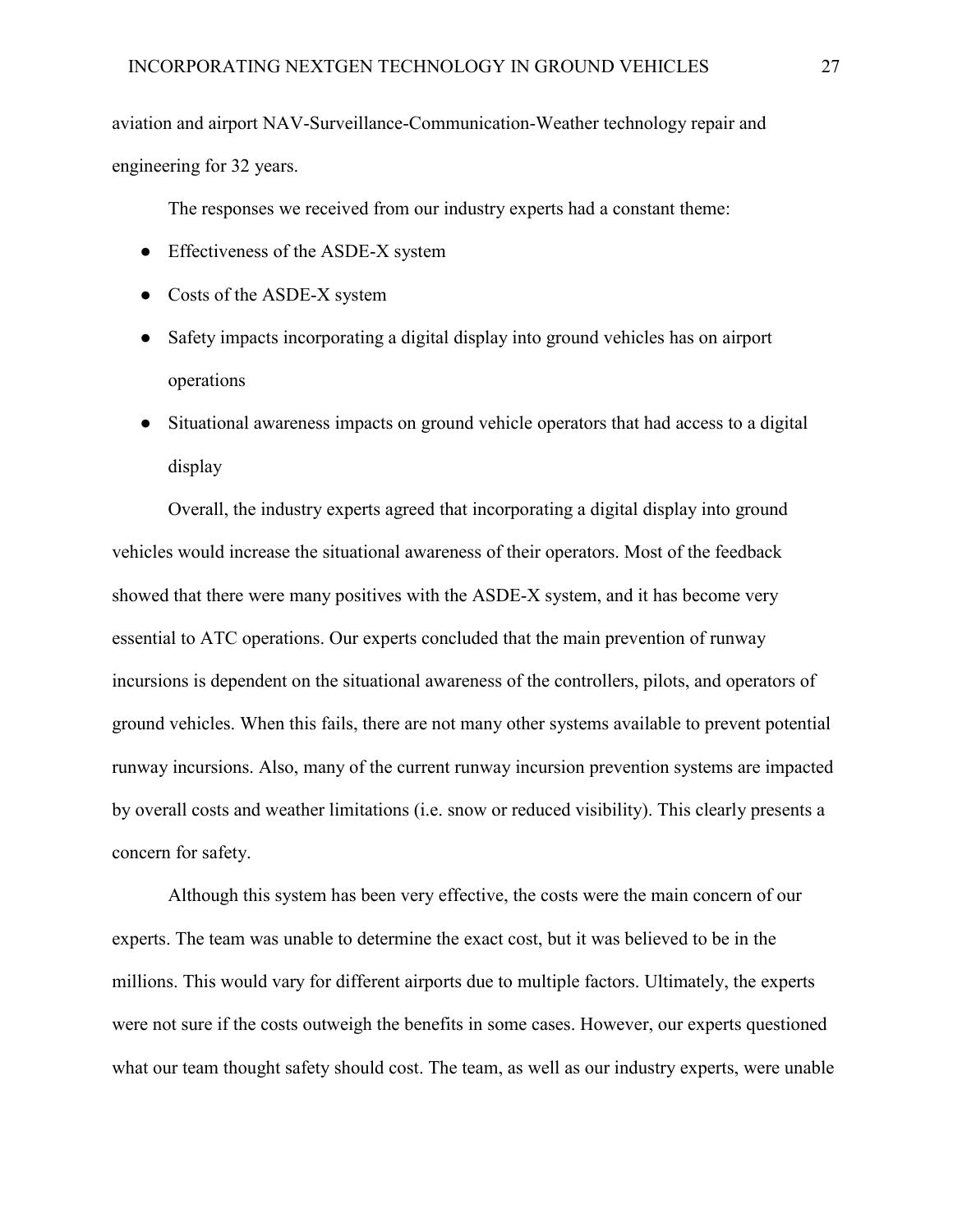aviation and airport NAV-Surveillance-Communication-Weather technology repair and engineering for 32 years.

The responses we received from our industry experts had a constant theme:

- Effectiveness of the ASDE-X system
- Costs of the ASDE-X system
- Safety impacts incorporating a digital display into ground vehicles has on airport operations
- Situational awareness impacts on ground vehicle operators that had access to a digital display

Overall, the industry experts agreed that incorporating a digital display into ground vehicles would increase the situational awareness of their operators. Most of the feedback showed that there were many positives with the ASDE-X system, and it has become very essential to ATC operations. Our experts concluded that the main prevention of runway incursions is dependent on the situational awareness of the controllers, pilots, and operators of ground vehicles. When this fails, there are not many other systems available to prevent potential runway incursions. Also, many of the current runway incursion prevention systems are impacted by overall costs and weather limitations (i.e. snow or reduced visibility). This clearly presents a concern for safety.

Although this system has been very effective, the costs were the main concern of our experts. The team was unable to determine the exact cost, but it was believed to be in the millions. This would vary for different airports due to multiple factors. Ultimately, the experts were not sure if the costs outweigh the benefits in some cases. However, our experts questioned what our team thought safety should cost. The team, as well as our industry experts, were unable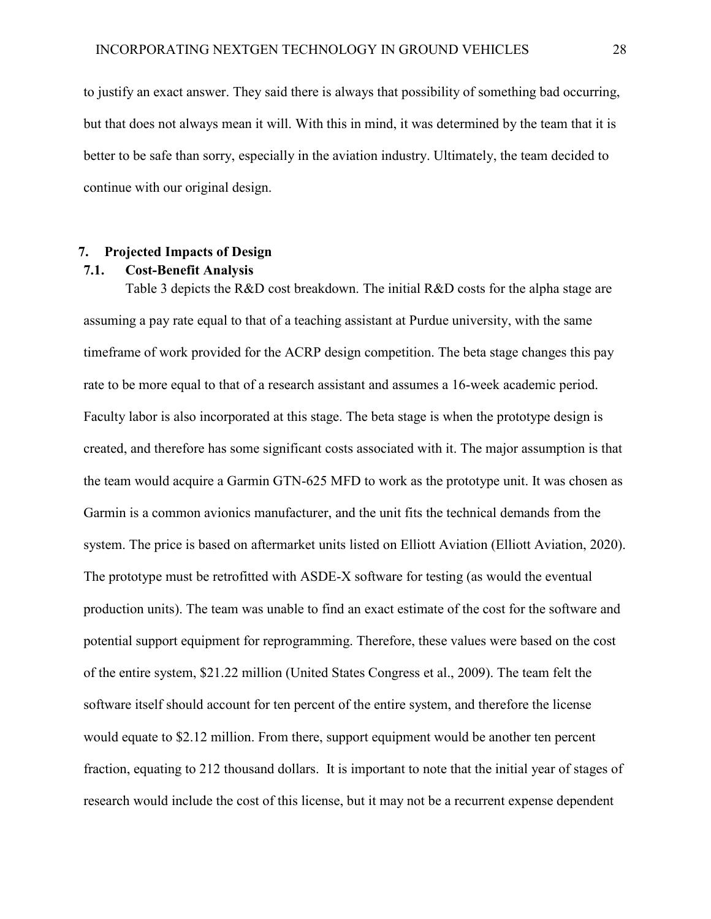to justify an exact answer. They said there is always that possibility of something bad occurring, but that does not always mean it will. With this in mind, it was determined by the team that it is better to be safe than sorry, especially in the aviation industry. Ultimately, the team decided to continue with our original design.

## 7. Projected Impacts of Design

### 7.1. Cost-Benefit Analysis

Table 3 depicts the R&D cost breakdown. The initial R&D costs for the alpha stage are assuming a pay rate equal to that of a teaching assistant at Purdue university, with the same timeframe of work provided for the ACRP design competition. The beta stage changes this pay rate to be more equal to that of a research assistant and assumes a 16-week academic period. Faculty labor is also incorporated at this stage. The beta stage is when the prototype design is created, and therefore has some significant costs associated with it. The major assumption is that the team would acquire a Garmin GTN-625 MFD to work as the prototype unit. It was chosen as Garmin is a common avionics manufacturer, and the unit fits the technical demands from the system. The price is based on aftermarket units listed on Elliott Aviation (Elliott Aviation, 2020). The prototype must be retrofitted with ASDE-X software for testing (as would the eventual production units). The team was unable to find an exact estimate of the cost for the software and potential support equipment for reprogramming. Therefore, these values were based on the cost of the entire system, $21.22 million (United States Congress et al., 2009). The team felt the software itself should account for ten percent of the entire system, and therefore the license would equate to $2.12 million. From there, support equipment would be another ten percent fraction, equating to 212 thousand dollars. It is important to note that the initial year of stages of research would include the cost of this license, but it may not be a recurrent expense dependent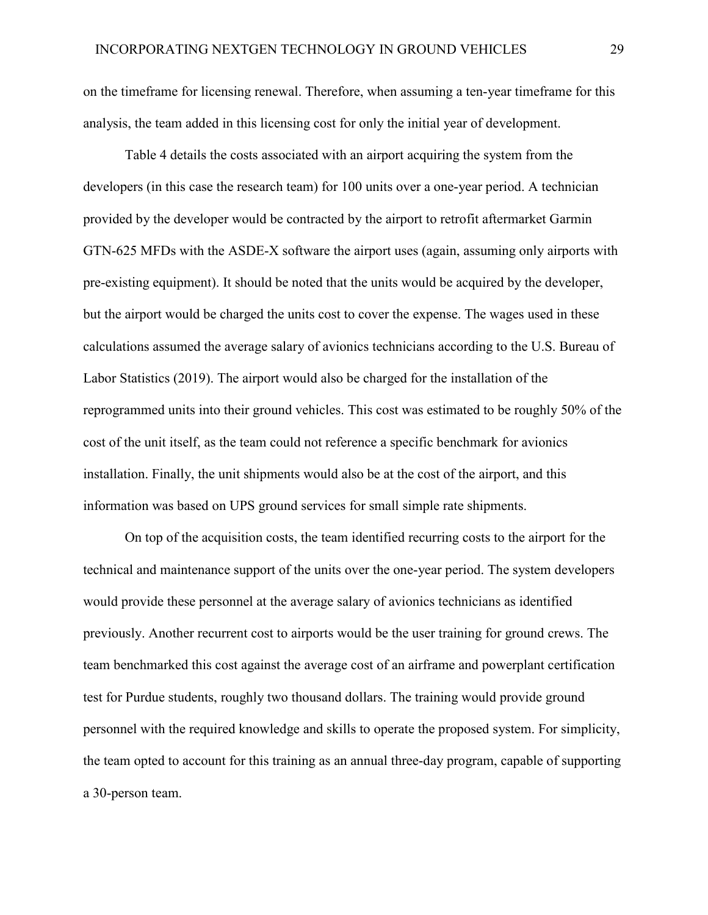on the timeframe for licensing renewal. Therefore, when assuming a ten-year timeframe for this analysis, the team added in this licensing cost for only the initial year of development.

Table 4 details the costs associated with an airport acquiring the system from the developers (in this case the research team) for 100 units over a one-year period. A technician provided by the developer would be contracted by the airport to retrofit aftermarket Garmin GTN-625 MFDs with the ASDE-X software the airport uses (again, assuming only airports with pre-existing equipment). It should be noted that the units would be acquired by the developer, but the airport would be charged the units cost to cover the expense. The wages used in these calculations assumed the average salary of avionics technicians according to the U.S. Bureau of Labor Statistics (2019). The airport would also be charged for the installation of the reprogrammed units into their ground vehicles. This cost was estimated to be roughly 50% of the cost of the unit itself, as the team could not reference a specific benchmark for avionics installation. Finally, the unit shipments would also be at the cost of the airport, and this information was based on UPS ground services for small simple rate shipments.

On top of the acquisition costs, the team identified recurring costs to the airport for the technical and maintenance support of the units over the one-year period. The system developers would provide these personnel at the average salary of avionics technicians as identified previously. Another recurrent cost to airports would be the user training for ground crews. The team benchmarked this cost against the average cost of an airframe and powerplant certification test for Purdue students, roughly two thousand dollars. The training would provide ground personnel with the required knowledge and skills to operate the proposed system. For simplicity, the team opted to account for this training as an annual three-day program, capable of supporting a 30-person team.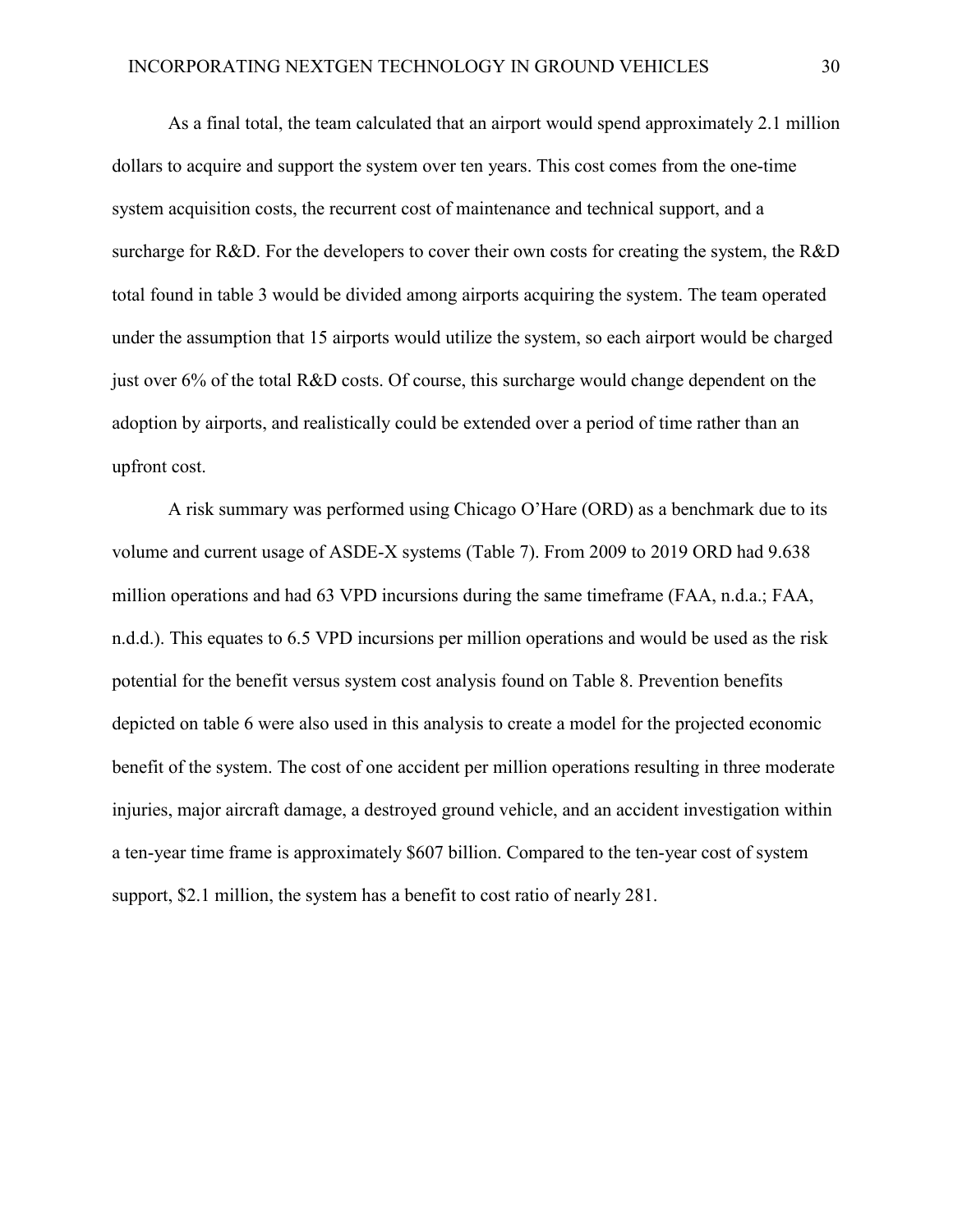As a final total, the team calculated that an airport would spend approximately 2.1 million dollars to acquire and support the system over ten years. This cost comes from the one-time system acquisition costs, the recurrent cost of maintenance and technical support, and a surcharge for R&D. For the developers to cover their own costs for creating the system, the R&D total found in table 3 would be divided among airports acquiring the system. The team operated under the assumption that 15 airports would utilize the system, so each airport would be charged just over 6% of the total R&D costs. Of course, this surcharge would change dependent on the adoption by airports, and realistically could be extended over a period of time rather than an upfront cost.

A risk summary was performed using Chicago O'Hare (ORD) as a benchmark due to its volume and current usage of ASDE-X systems (Table 7). From 2009 to 2019 ORD had 9.638 million operations and had 63 VPD incursions during the same timeframe (FAA, n.d.a.; FAA, n.d.d.). This equates to 6.5 VPD incursions per million operations and would be used as the risk potential for the benefit versus system cost analysis found on Table 8. Prevention benefits depicted on table 6 were also used in this analysis to create a model for the projected economic benefit of the system. The cost of one accident per million operations resulting in three moderate injuries, major aircraft damage, a destroyed ground vehicle, and an accident investigation within a ten-year time frame is approximately $607 billion. Compared to the ten-year cost of system support, $2.1 million, the system has a benefit to cost ratio of nearly 281.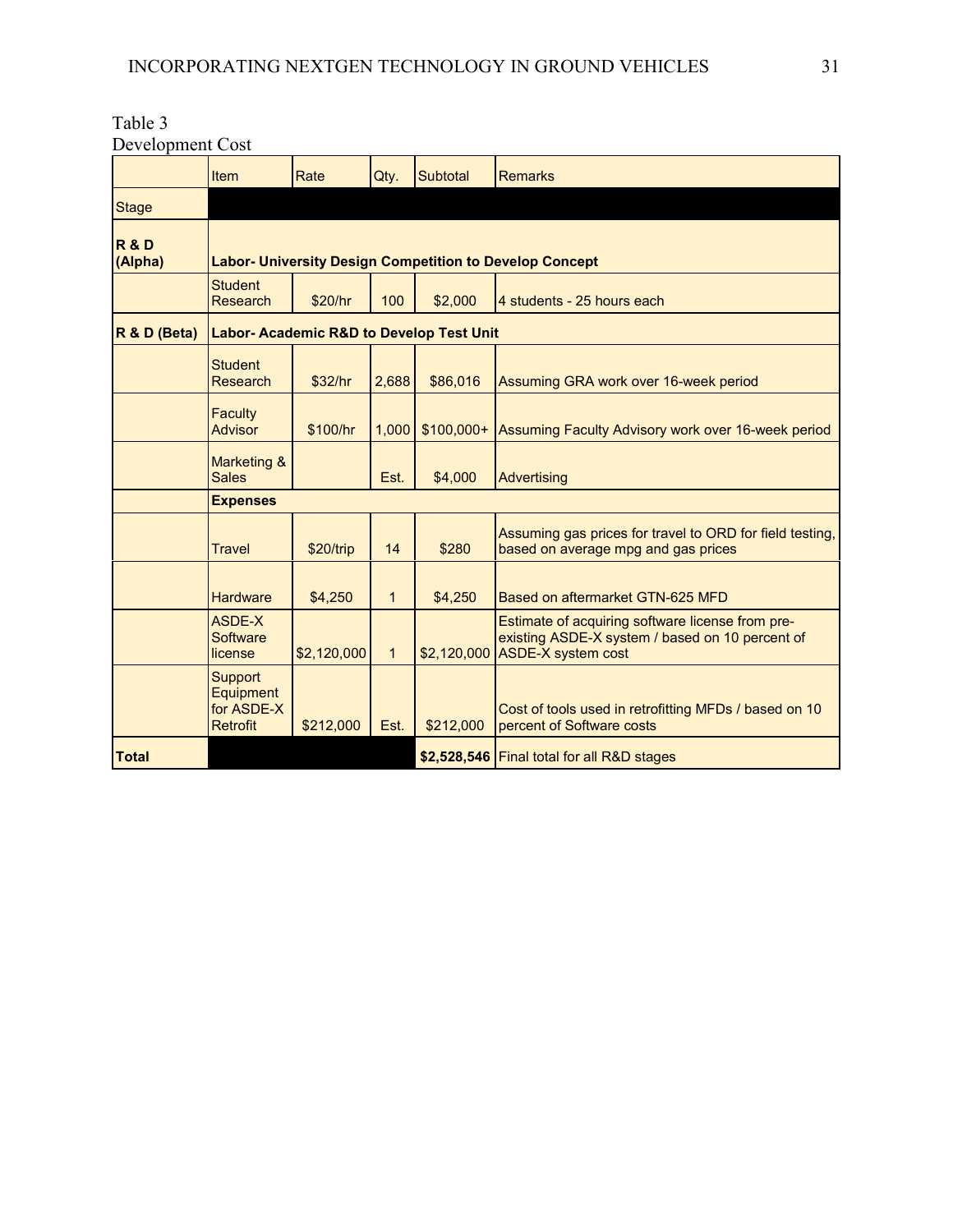Table 3
Development Cost

| | Item | Rate | Qty. | Subtotal | Remarks |
|---|---|---|---|---|---|
| Stage | | | | | |
| **R & D (Alpha)** | **Labor- University Design Competition to Develop Concept** | | | | |
| | Student Research | $20/hr | 100 | $2,000 | 4 students - 25 hours each |
| **R & D (Beta)** | **Labor- Academic R&D to Develop Test Unit** | | | | |
| | Student Research | $32/hr | 2,688 | $86,016 | Assuming GRA work over 16-week period |
| | Faculty Advisor | $100/hr | 1,000 | $100,000+ | Assuming Faculty Advisory work over 16-week period |
| | Marketing & Sales | | Est. | $4,000 | Advertising |
| | **Expenses** | | | | |
| | Travel | $20/trip | 14 | $280 | Assuming gas prices for travel to ORD for field testing, based on average mpg and gas prices |
| | Hardware | $4,250 | 1 | $4,250 | Based on aftermarket GTN-625 MFD |
| | ASDE-X Software license | $2,120,000 | 1 | $2,120,000 | Estimate of acquiring software license from pre-existing ASDE-X system / based on 10 percent of ASDE-X system cost |
| | Support Equipment for ASDE-X Retrofit | $212,000 | Est. | $212,000 | Cost of tools used in retrofitting MFDs / based on 10 percent of Software costs |
| **Total** | | | | **$2,528,546** | Final total for all R&D stages |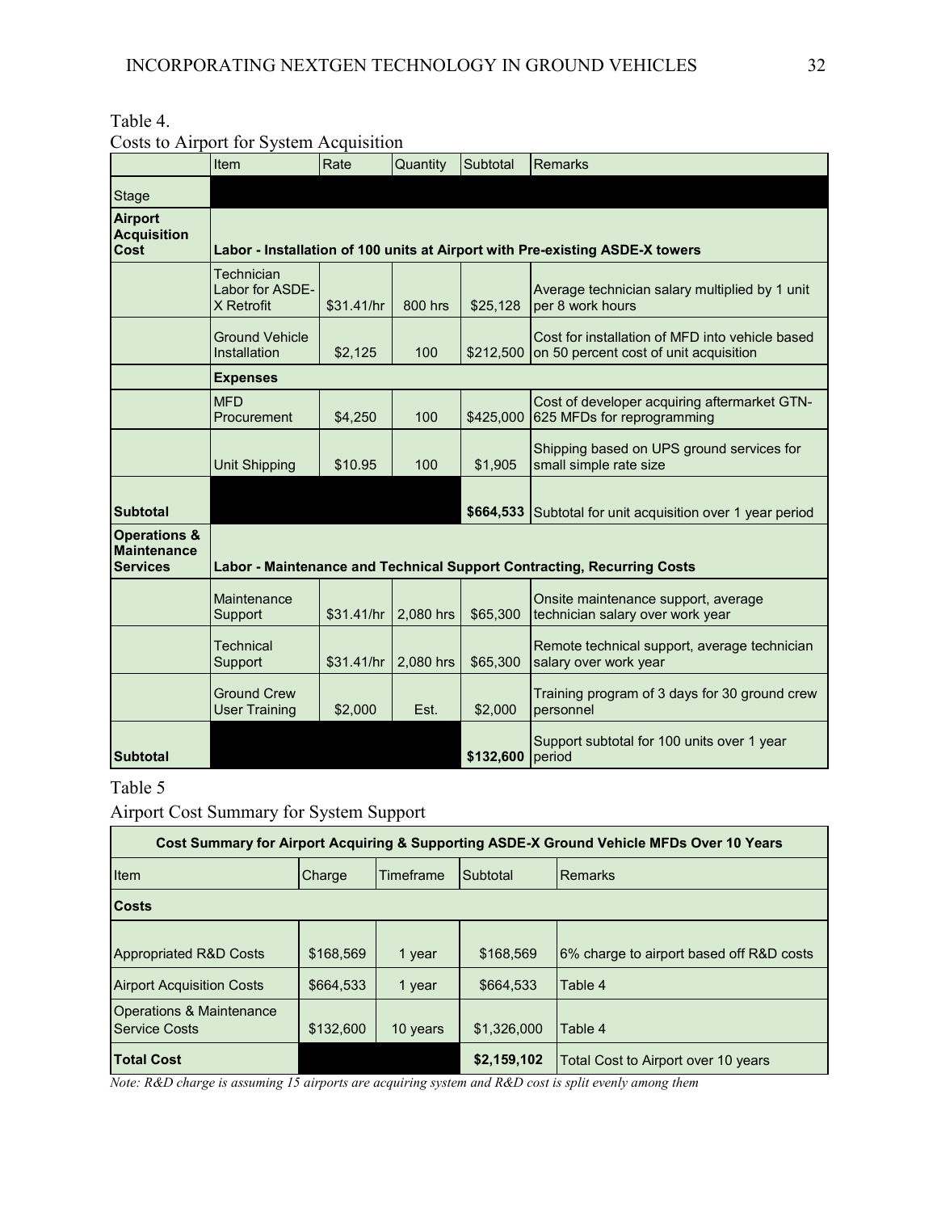Table 4.

Costs to Airport for System Acquisition

| | Item | Rate | Quantity | Subtotal | Remarks |
|---|---|---|---|---|---|
| Stage | | | | | |
| **Airport Acquisition Cost** | **Labor - Installation of 100 units at Airport with Pre-existing ASDE-X towers** | | | | |
| | Technician Labor for ASDE-X Retrofit | $31.41/hr | 800 hrs | $25,128 | Average technician salary multiplied by 1 unit per 8 work hours |
| | Ground Vehicle Installation | $2,125 | 100 | $212,500 | Cost for installation of MFD into vehicle based on 50 percent cost of unit acquisition |
| | **Expenses** | | | | |
| | MFD Procurement | $4,250 | 100 | $425,000 | Cost of developer acquiring aftermarket GTN-625 MFDs for reprogramming |
| | Unit Shipping | $10.95 | 100 | $1,905 | Shipping based on UPS ground services for small simple rate size |
| **Subtotal** | | | | **$664,533** | Subtotal for unit acquisition over 1 year period |
| **Operations & Maintenance Services** | **Labor - Maintenance and Technical Support Contracting, Recurring Costs** | | | | |
| | Maintenance Support | $31.41/hr | 2,080 hrs | $65,300 | Onsite maintenance support, average technician salary over work year |
| | Technical Support | $31.41/hr | 2,080 hrs | $65,300 | Remote technical support, average technician salary over work year |
| | Ground Crew User Training | $2,000 | Est. | $2,000 | Training program of 3 days for 30 ground crew personnel |
| **Subtotal** | | | | **$132,600** | Support subtotal for 100 units over 1 year period |

Table 5

Airport Cost Summary for System Support

| **Cost Summary for Airport Acquiring & Supporting ASDE-X Ground Vehicle MFDs Over 10 Years** | | | | |
|---|---|---|---|---|
| Item | Charge | Timeframe | Subtotal | Remarks |
| **Costs** | | | | |
| Appropriated R&D Costs | $168,569 | 1 year | $168,569 | 6% charge to airport based off R&D costs |
| Airport Acquisition Costs | $664,533 | 1 year | $664,533 | Table 4 |
| Operations & Maintenance Service Costs | $132,600 | 10 years | $1,326,000 | Table 4 |
| **Total Cost** | | | **$2,159,102** | Total Cost to Airport over 10 years |

*Note: R&D charge is assuming 15 airports are acquiring system and R&D cost is split evenly among them*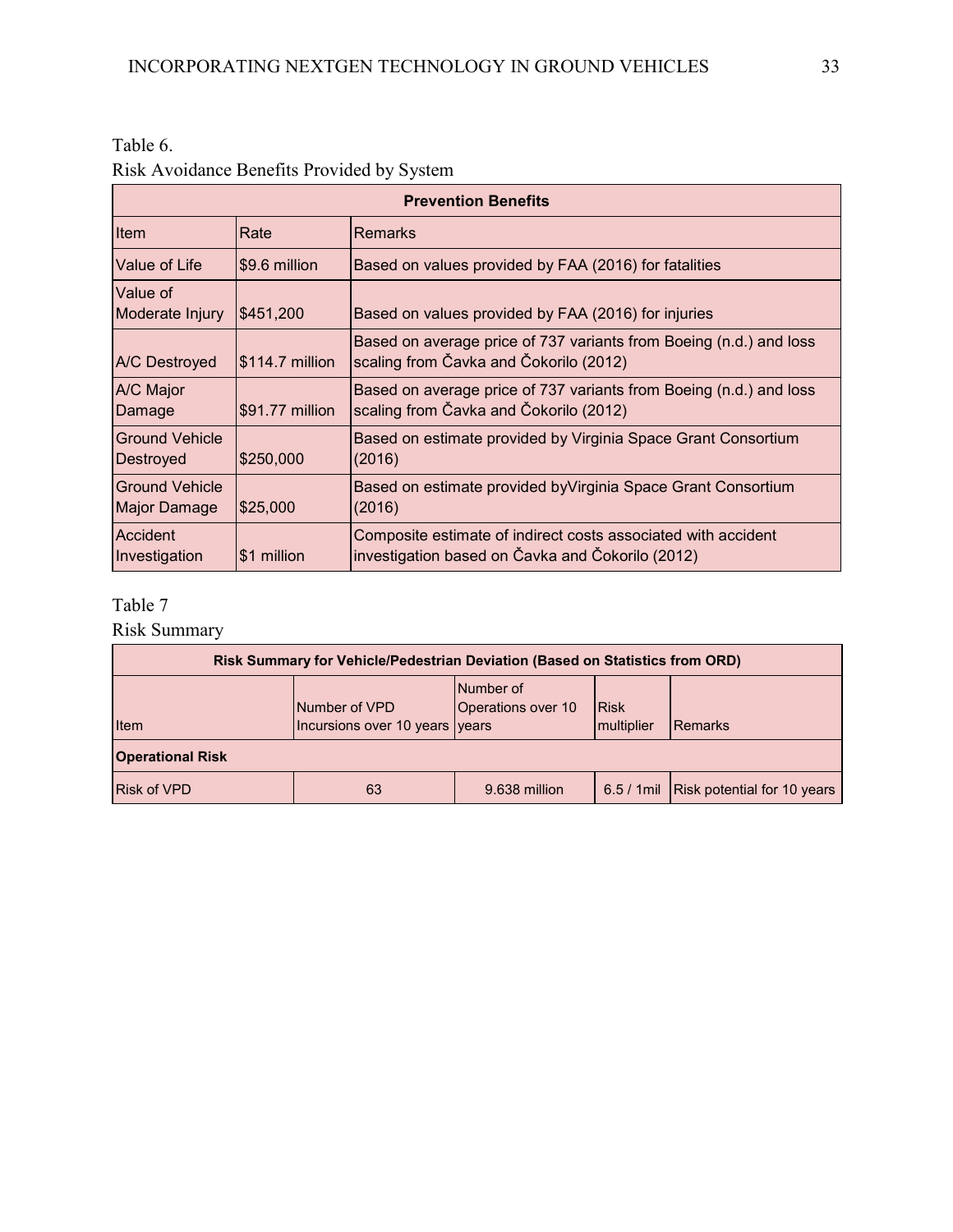Table 6.

Risk Avoidance Benefits Provided by System

| Prevention Benefits | | |
|---|---|---|
| Item | Rate | Remarks |
| Value of Life | $9.6 million | Based on values provided by FAA (2016) for fatalities |
| Value of Moderate Injury | $451,200 | Based on values provided by FAA (2016) for injuries |
| A/C Destroyed | $114.7 million | Based on average price of 737 variants from Boeing (n.d.) and loss scaling from Čavka and Čokorilo (2012) |
| A/C Major Damage | $91.77 million | Based on average price of 737 variants from Boeing (n.d.) and loss scaling from Čavka and Čokorilo (2012) |
| Ground Vehicle Destroyed | $250,000 | Based on estimate provided by Virginia Space Grant Consortium (2016) |
| Ground Vehicle Major Damage | $25,000 | Based on estimate provided byVirginia Space Grant Consortium (2016) |
| Accident Investigation | $1 million | Composite estimate of indirect costs associated with accident investigation based on Čavka and Čokorilo (2012) |

Table 7

Risk Summary

| Risk Summary for Vehicle/Pedestrian Deviation (Based on Statistics from ORD) | | | | |
|---|---|---|---|---|
| Item | Number of VPD Incursions over 10 years | Number of Operations over 10 years | Risk multiplier | Remarks |
| **Operational Risk** | | | | |
| Risk of VPD | 63 | 9.638 million | 6.5 / 1mil | Risk potential for 10 years |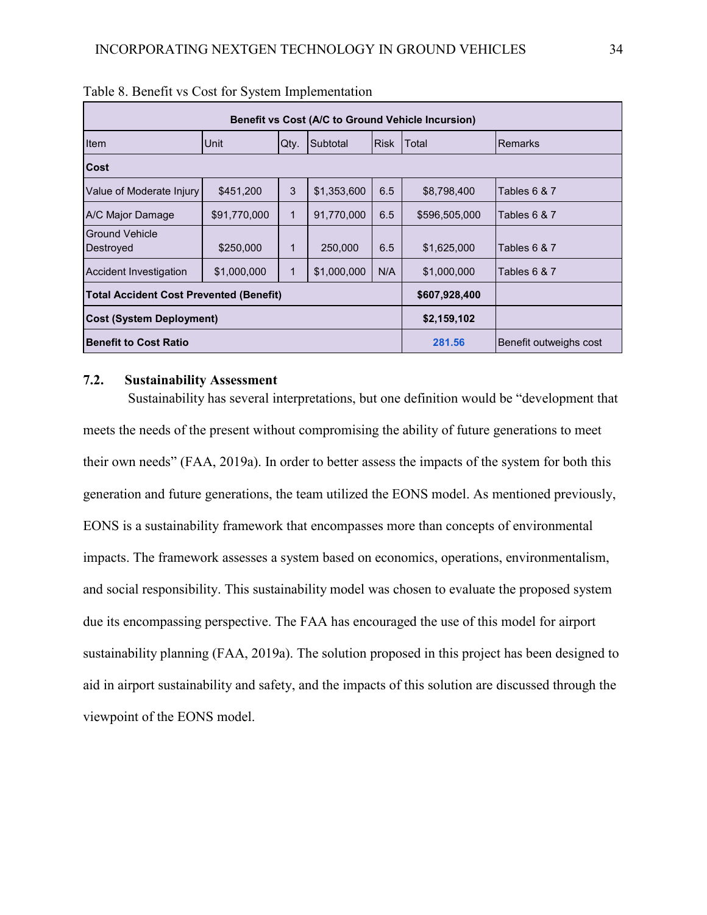Table 8. Benefit vs Cost for System Implementation

| Benefit vs Cost (A/C to Ground Vehicle Incursion) | | | | | | |
|---|---|---|---|---|---|---|
| Item | Unit | Qty. | Subtotal | Risk | Total | Remarks |
| **Cost** | | | | | | |
| Value of Moderate Injury | $451,200 | 3 | $1,353,600 | 6.5 | $8,798,400 | Tables 6 & 7 |
| A/C Major Damage | $91,770,000 | 1 | 91,770,000 | 6.5 | $596,505,000 | Tables 6 & 7 |
| Ground Vehicle Destroyed | $250,000 | 1 | 250,000 | 6.5 | $1,625,000 | Tables 6 & 7 |
| Accident Investigation | $1,000,000 | 1 | $1,000,000 | N/A | $1,000,000 | Tables 6 & 7 |
| **Total Accident Cost Prevented (Benefit)** | | | | | **$607,928,400** | |
| **Cost (System Deployment)** | | | | | **$2,159,102** | |
| **Benefit to Cost Ratio** | | | | | **281.56** | Benefit outweighs cost |

### 7.2. Sustainability Assessment

Sustainability has several interpretations, but one definition would be "development that meets the needs of the present without compromising the ability of future generations to meet their own needs" (FAA, 2019a). In order to better assess the impacts of the system for both this generation and future generations, the team utilized the EONS model. As mentioned previously, EONS is a sustainability framework that encompasses more than concepts of environmental impacts. The framework assesses a system based on economics, operations, environmentalism, and social responsibility. This sustainability model was chosen to evaluate the proposed system due its encompassing perspective. The FAA has encouraged the use of this model for airport sustainability planning (FAA, 2019a). The solution proposed in this project has been designed to aid in airport sustainability and safety, and the impacts of this solution are discussed through the viewpoint of the EONS model.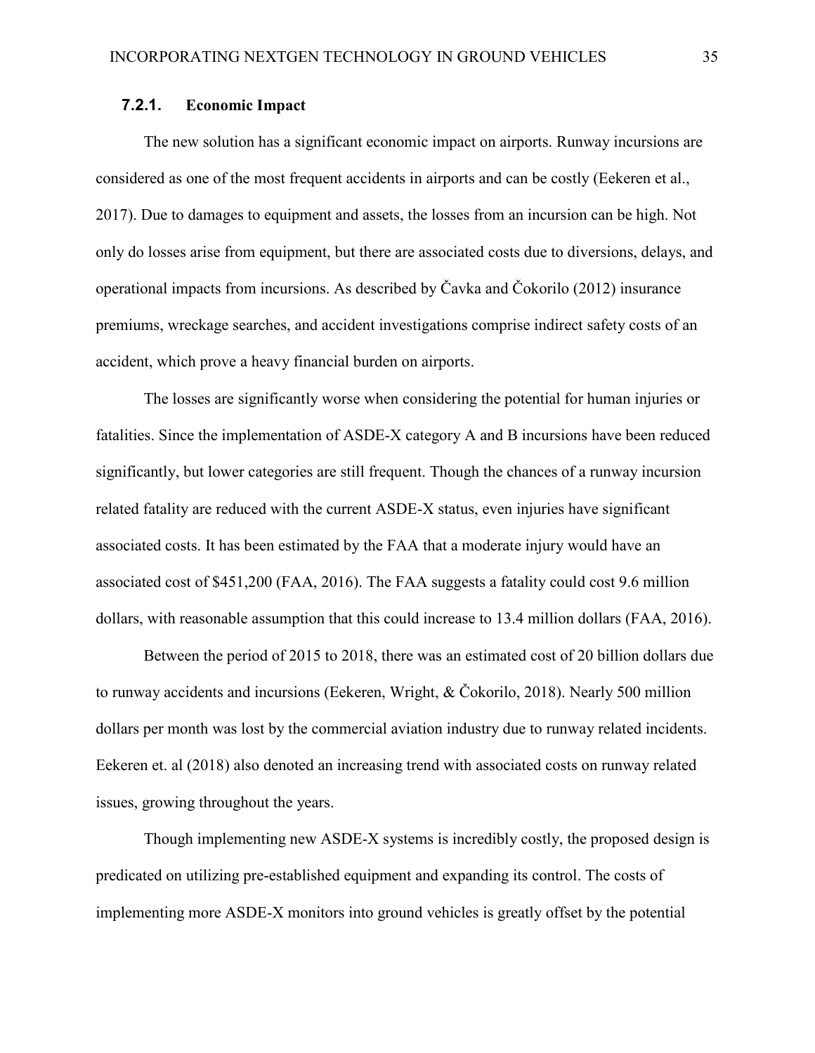#### 7.2.1. Economic Impact

The new solution has a significant economic impact on airports. Runway incursions are considered as one of the most frequent accidents in airports and can be costly (Eekeren et al., 2017). Due to damages to equipment and assets, the losses from an incursion can be high. Not only do losses arise from equipment, but there are associated costs due to diversions, delays, and operational impacts from incursions. As described by Čavka and Čokorilo (2012) insurance premiums, wreckage searches, and accident investigations comprise indirect safety costs of an accident, which prove a heavy financial burden on airports.

The losses are significantly worse when considering the potential for human injuries or fatalities. Since the implementation of ASDE-X category A and B incursions have been reduced significantly, but lower categories are still frequent. Though the chances of a runway incursion related fatality are reduced with the current ASDE-X status, even injuries have significant associated costs. It has been estimated by the FAA that a moderate injury would have an associated cost of $451,200 (FAA, 2016). The FAA suggests a fatality could cost 9.6 million dollars, with reasonable assumption that this could increase to 13.4 million dollars (FAA, 2016).

Between the period of 2015 to 2018, there was an estimated cost of 20 billion dollars due to runway accidents and incursions (Eekeren, Wright, & Čokorilo, 2018). Nearly 500 million dollars per month was lost by the commercial aviation industry due to runway related incidents. Eekeren et. al (2018) also denoted an increasing trend with associated costs on runway related issues, growing throughout the years.

Though implementing new ASDE-X systems is incredibly costly, the proposed design is predicated on utilizing pre-established equipment and expanding its control. The costs of implementing more ASDE-X monitors into ground vehicles is greatly offset by the potential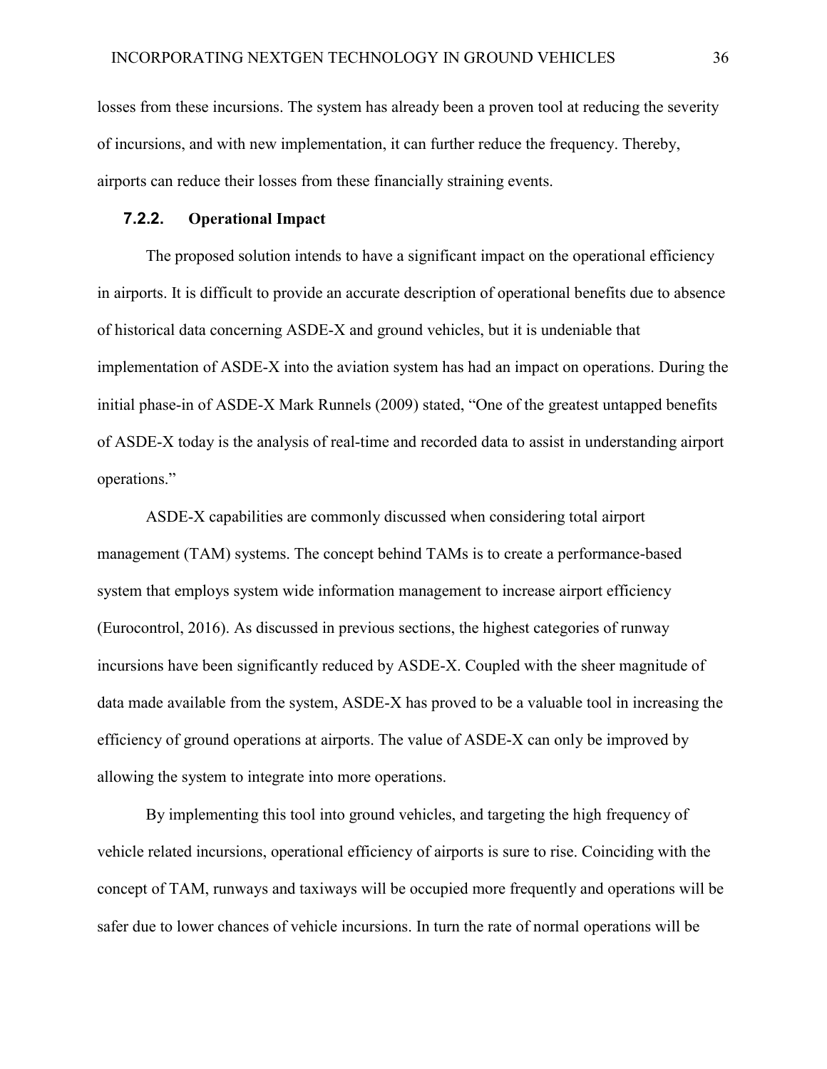losses from these incursions. The system has already been a proven tool at reducing the severity of incursions, and with new implementation, it can further reduce the frequency. Thereby, airports can reduce their losses from these financially straining events.

### 7.2.2. Operational Impact

The proposed solution intends to have a significant impact on the operational efficiency in airports. It is difficult to provide an accurate description of operational benefits due to absence of historical data concerning ASDE-X and ground vehicles, but it is undeniable that implementation of ASDE-X into the aviation system has had an impact on operations. During the initial phase-in of ASDE-X Mark Runnels (2009) stated, "One of the greatest untapped benefits of ASDE-X today is the analysis of real-time and recorded data to assist in understanding airport operations."

ASDE-X capabilities are commonly discussed when considering total airport management (TAM) systems. The concept behind TAMs is to create a performance-based system that employs system wide information management to increase airport efficiency (Eurocontrol, 2016). As discussed in previous sections, the highest categories of runway incursions have been significantly reduced by ASDE-X. Coupled with the sheer magnitude of data made available from the system, ASDE-X has proved to be a valuable tool in increasing the efficiency of ground operations at airports. The value of ASDE-X can only be improved by allowing the system to integrate into more operations.

By implementing this tool into ground vehicles, and targeting the high frequency of vehicle related incursions, operational efficiency of airports is sure to rise. Coinciding with the concept of TAM, runways and taxiways will be occupied more frequently and operations will be safer due to lower chances of vehicle incursions. In turn the rate of normal operations will be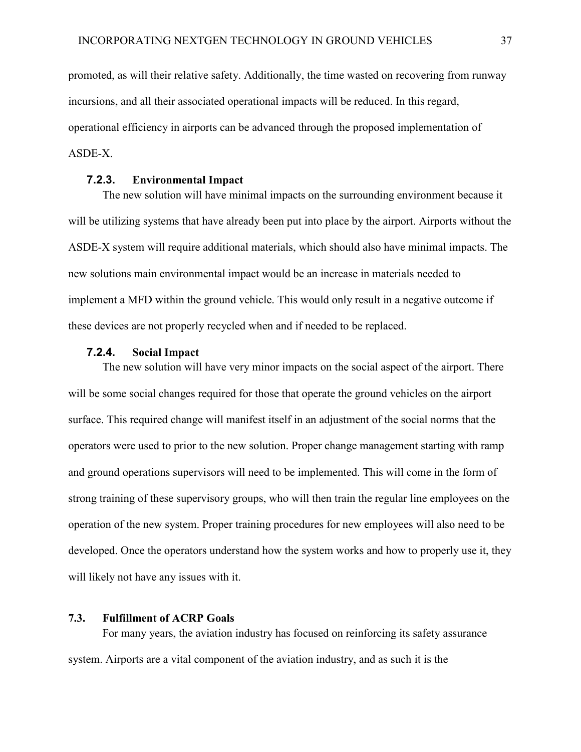promoted, as will their relative safety. Additionally, the time wasted on recovering from runway incursions, and all their associated operational impacts will be reduced. In this regard, operational efficiency in airports can be advanced through the proposed implementation of ASDE-X.

### 7.2.3. Environmental Impact

The new solution will have minimal impacts on the surrounding environment because it will be utilizing systems that have already been put into place by the airport. Airports without the ASDE-X system will require additional materials, which should also have minimal impacts. The new solutions main environmental impact would be an increase in materials needed to implement a MFD within the ground vehicle. This would only result in a negative outcome if these devices are not properly recycled when and if needed to be replaced.

### 7.2.4. Social Impact

The new solution will have very minor impacts on the social aspect of the airport. There will be some social changes required for those that operate the ground vehicles on the airport surface. This required change will manifest itself in an adjustment of the social norms that the operators were used to prior to the new solution. Proper change management starting with ramp and ground operations supervisors will need to be implemented. This will come in the form of strong training of these supervisory groups, who will then train the regular line employees on the operation of the new system. Proper training procedures for new employees will also need to be developed. Once the operators understand how the system works and how to properly use it, they will likely not have any issues with it.

## 7.3. Fulfillment of ACRP Goals

For many years, the aviation industry has focused on reinforcing its safety assurance system. Airports are a vital component of the aviation industry, and as such it is the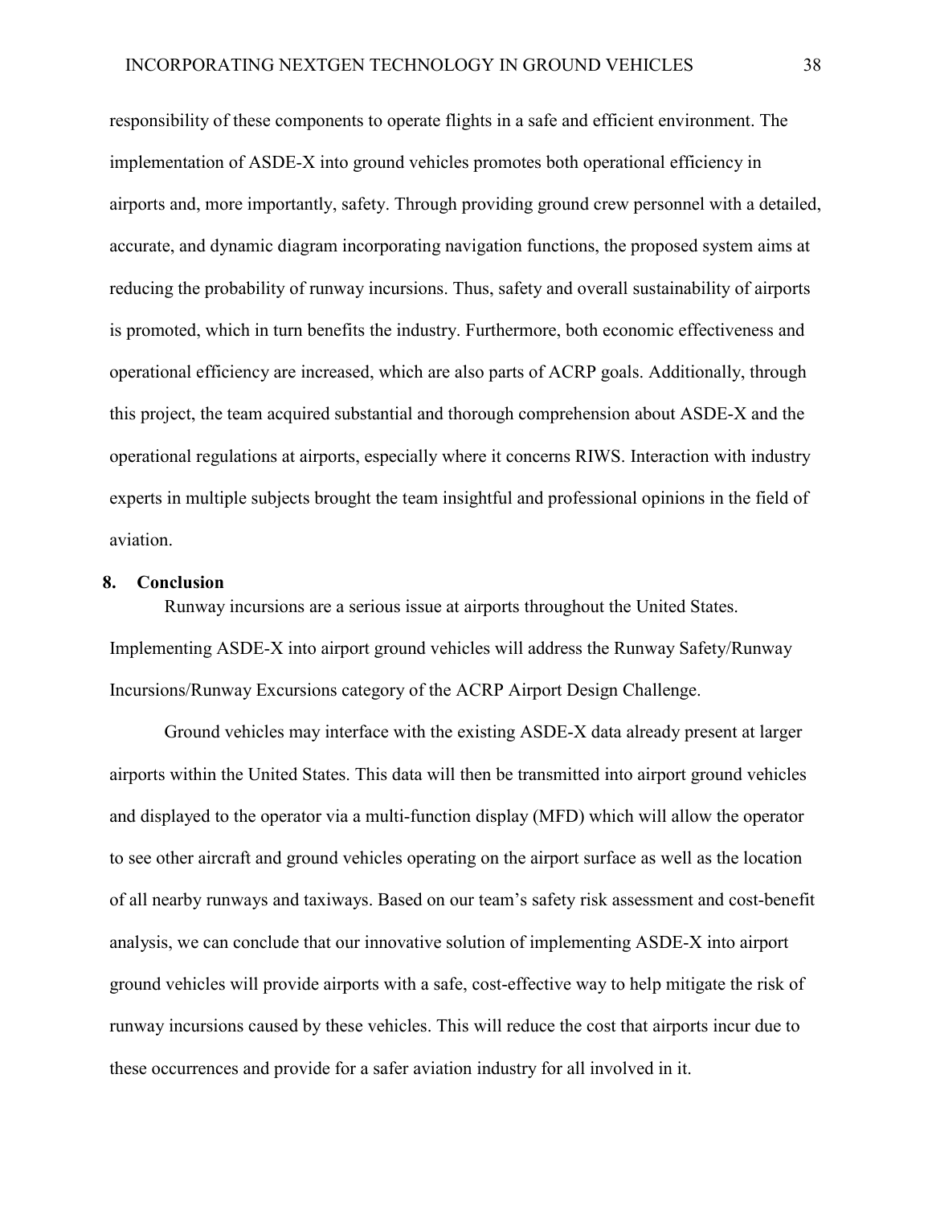responsibility of these components to operate flights in a safe and efficient environment. The implementation of ASDE-X into ground vehicles promotes both operational efficiency in airports and, more importantly, safety. Through providing ground crew personnel with a detailed, accurate, and dynamic diagram incorporating navigation functions, the proposed system aims at reducing the probability of runway incursions. Thus, safety and overall sustainability of airports is promoted, which in turn benefits the industry. Furthermore, both economic effectiveness and operational efficiency are increased, which are also parts of ACRP goals. Additionally, through this project, the team acquired substantial and thorough comprehension about ASDE-X and the operational regulations at airports, especially where it concerns RIWS. Interaction with industry experts in multiple subjects brought the team insightful and professional opinions in the field of aviation.

## 8. Conclusion

Runway incursions are a serious issue at airports throughout the United States. Implementing ASDE-X into airport ground vehicles will address the Runway Safety/Runway Incursions/Runway Excursions category of the ACRP Airport Design Challenge.

Ground vehicles may interface with the existing ASDE-X data already present at larger airports within the United States. This data will then be transmitted into airport ground vehicles and displayed to the operator via a multi-function display (MFD) which will allow the operator to see other aircraft and ground vehicles operating on the airport surface as well as the location of all nearby runways and taxiways. Based on our team's safety risk assessment and cost-benefit analysis, we can conclude that our innovative solution of implementing ASDE-X into airport ground vehicles will provide airports with a safe, cost-effective way to help mitigate the risk of runway incursions caused by these vehicles. This will reduce the cost that airports incur due to these occurrences and provide for a safer aviation industry for all involved in it.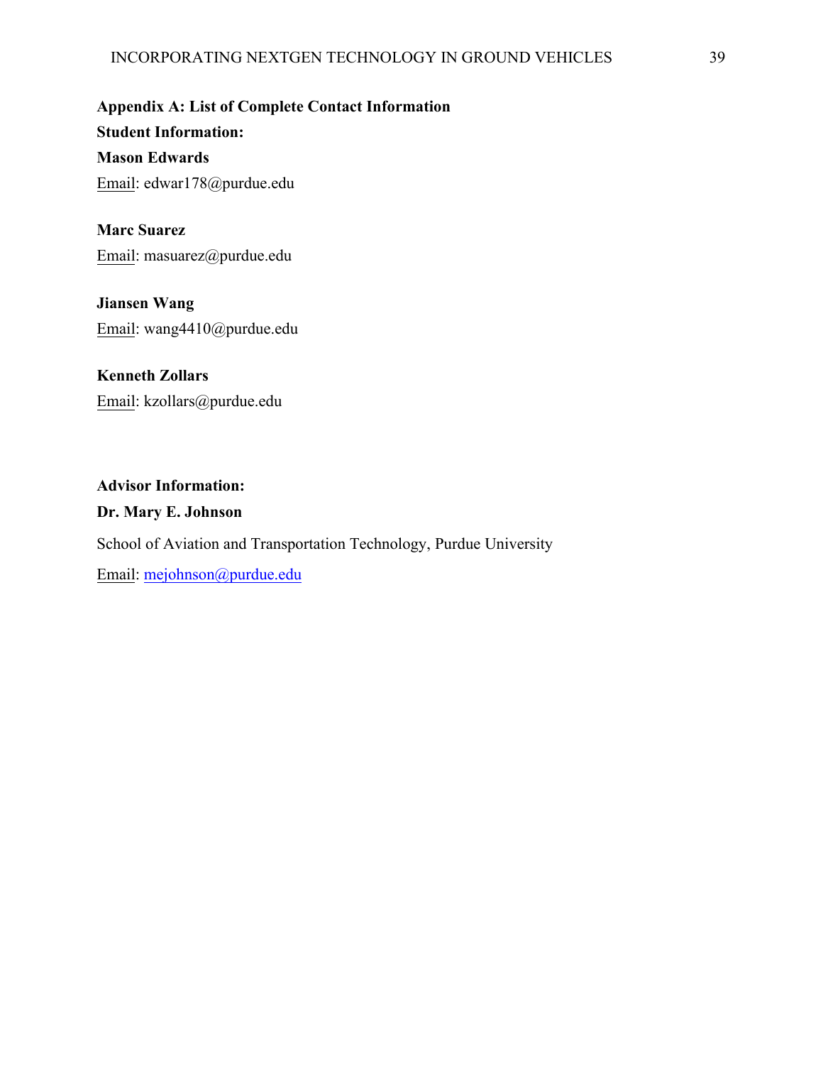## Appendix A: List of Complete Contact Information

**Student Information:**

**Mason Edwards**

Email: edwar178@purdue.edu

**Marc Suarez**

Email: masuarez@purdue.edu

**Jiansen Wang**

Email: wang4410@purdue.edu

**Kenneth Zollars**

Email: kzollars@purdue.edu

**Advisor Information:**

**Dr. Mary E. Johnson**

School of Aviation and Transportation Technology, Purdue University

Email: mejohnson@purdue.edu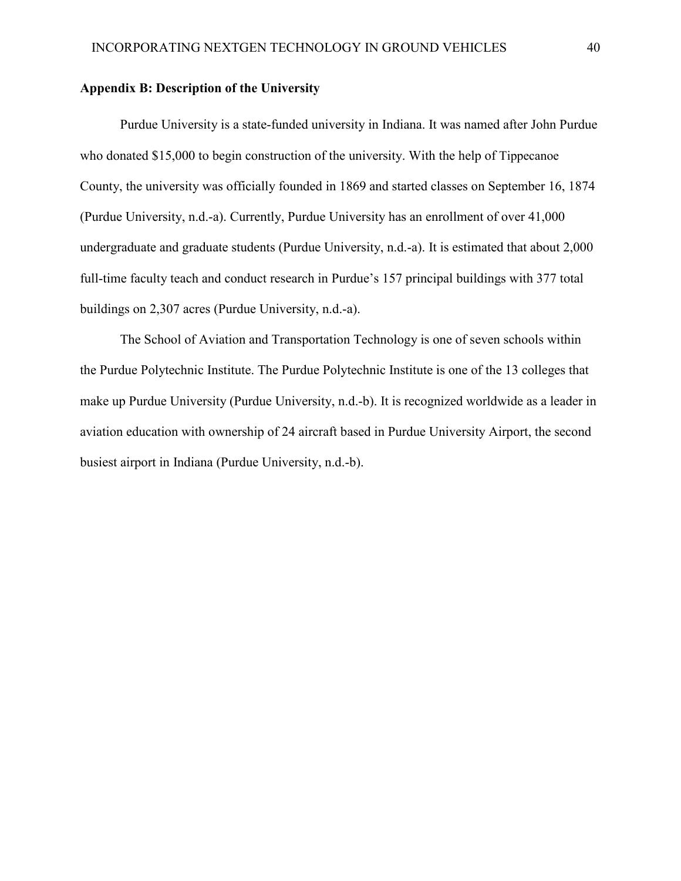## Appendix B: Description of the University

Purdue University is a state-funded university in Indiana. It was named after John Purdue who donated $15,000 to begin construction of the university. With the help of Tippecanoe County, the university was officially founded in 1869 and started classes on September 16, 1874 (Purdue University, n.d.-a). Currently, Purdue University has an enrollment of over 41,000 undergraduate and graduate students (Purdue University, n.d.-a). It is estimated that about 2,000 full-time faculty teach and conduct research in Purdue's 157 principal buildings with 377 total buildings on 2,307 acres (Purdue University, n.d.-a).

The School of Aviation and Transportation Technology is one of seven schools within the Purdue Polytechnic Institute. The Purdue Polytechnic Institute is one of the 13 colleges that make up Purdue University (Purdue University, n.d.-b). It is recognized worldwide as a leader in aviation education with ownership of 24 aircraft based in Purdue University Airport, the second busiest airport in Indiana (Purdue University, n.d.-b).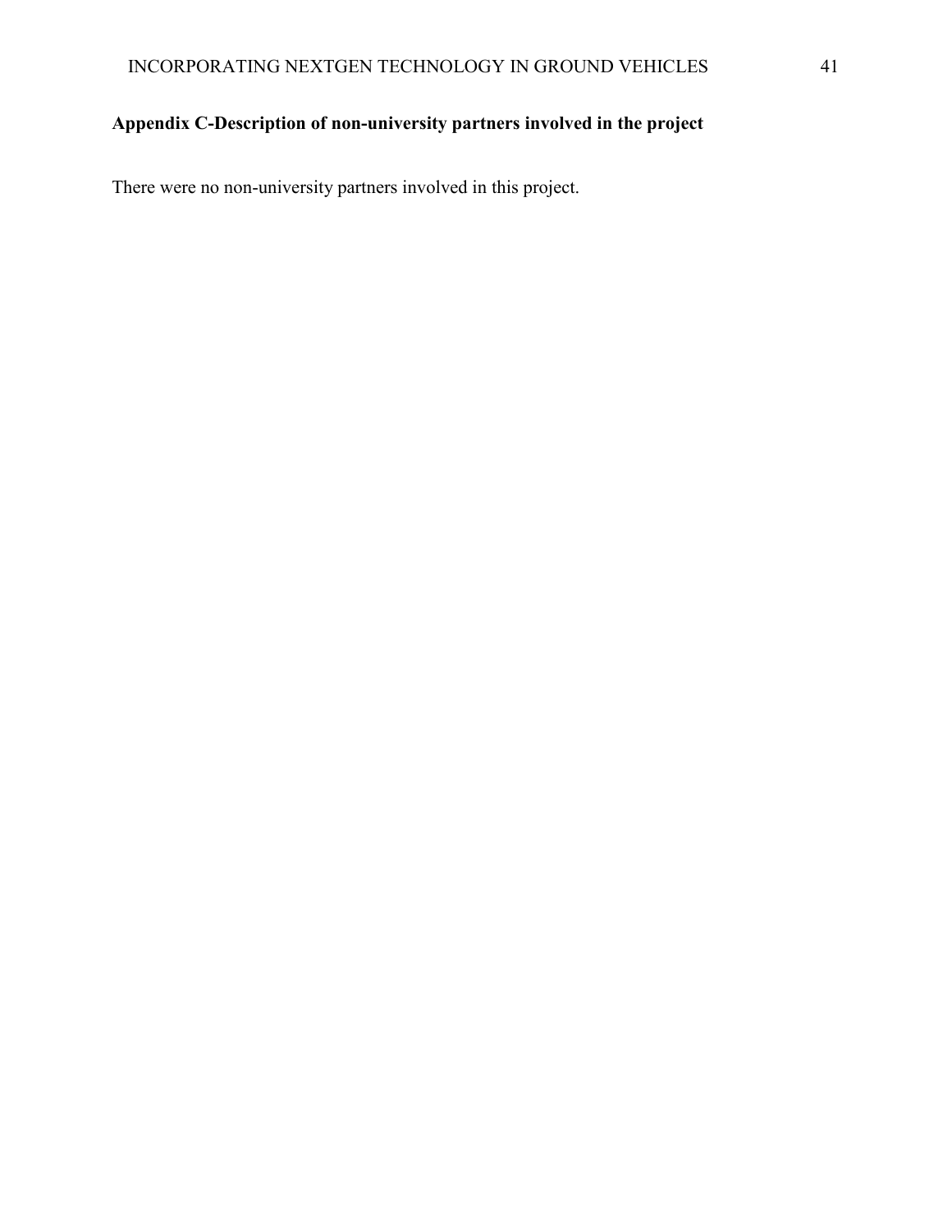## Appendix C-Description of non-university partners involved in the project

There were no non-university partners involved in this project.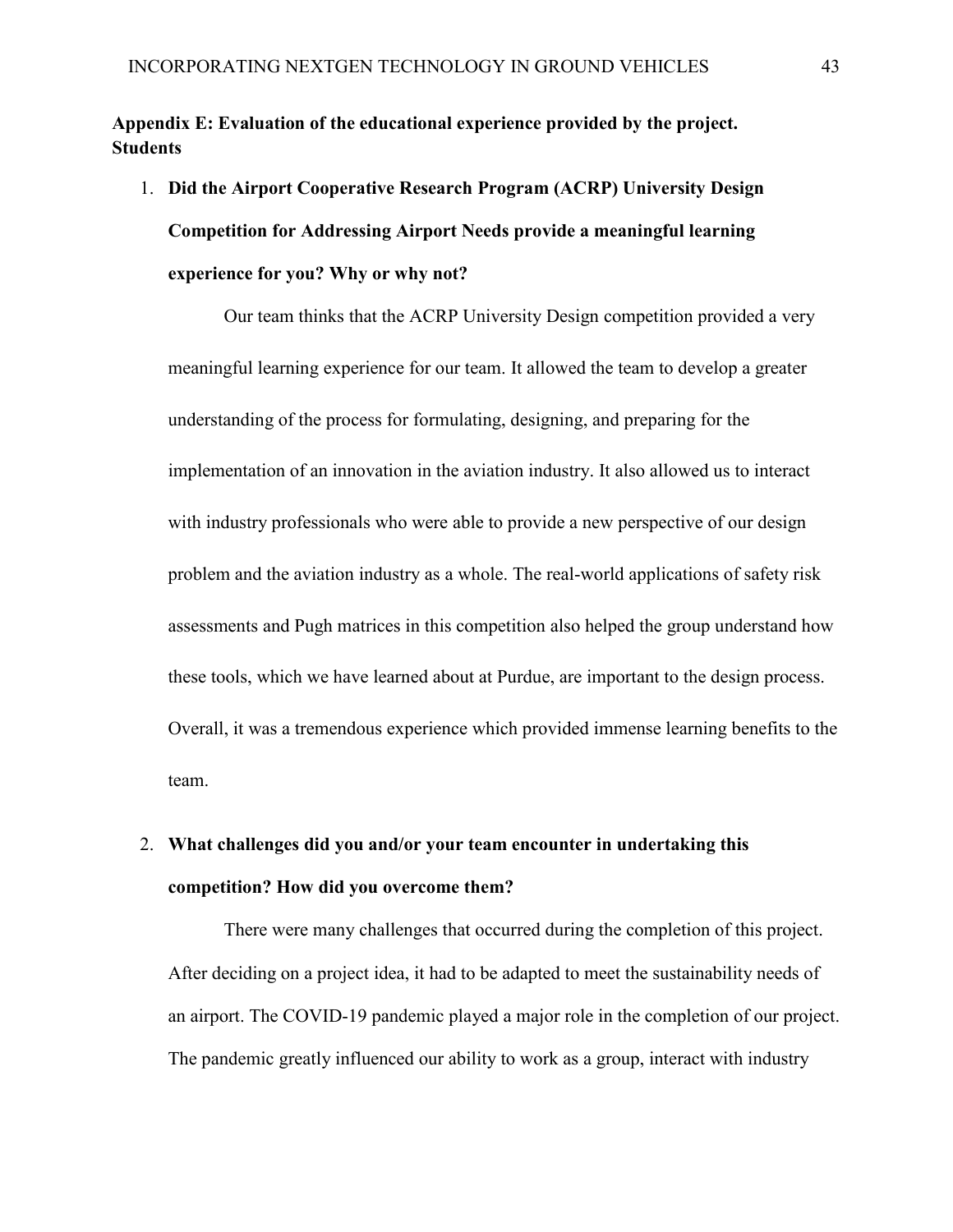## Appendix E: Evaluation of the educational experience provided by the project.

### Students

1. **Did the Airport Cooperative Research Program (ACRP) University Design Competition for Addressing Airport Needs provide a meaningful learning experience for you? Why or why not?**

   Our team thinks that the ACRP University Design competition provided a very meaningful learning experience for our team. It allowed the team to develop a greater understanding of the process for formulating, designing, and preparing for the implementation of an innovation in the aviation industry. It also allowed us to interact with industry professionals who were able to provide a new perspective of our design problem and the aviation industry as a whole. The real-world applications of safety risk assessments and Pugh matrices in this competition also helped the group understand how these tools, which we have learned about at Purdue, are important to the design process. Overall, it was a tremendous experience which provided immense learning benefits to the team.

2. **What challenges did you and/or your team encounter in undertaking this competition? How did you overcome them?**

   There were many challenges that occurred during the completion of this project. After deciding on a project idea, it had to be adapted to meet the sustainability needs of an airport. The COVID-19 pandemic played a major role in the completion of our project. The pandemic greatly influenced our ability to work as a group, interact with industry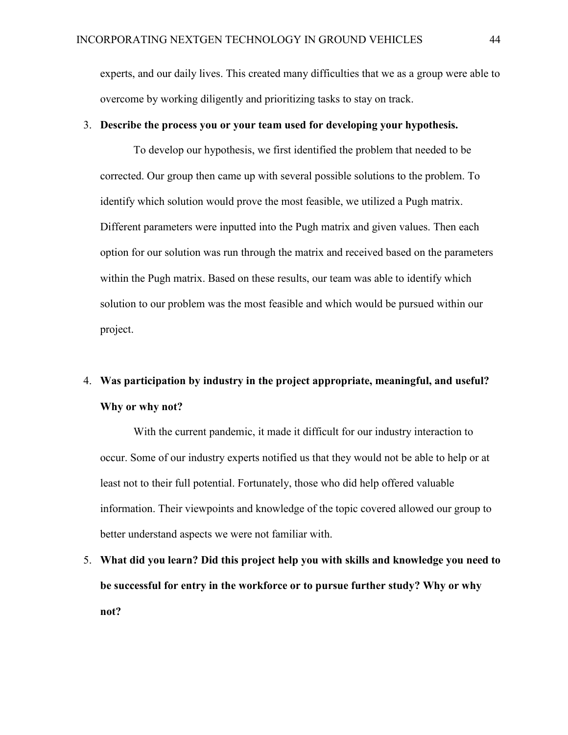experts, and our daily lives. This created many difficulties that we as a group were able to overcome by working diligently and prioritizing tasks to stay on track.

3. **Describe the process you or your team used for developing your hypothesis.**

   To develop our hypothesis, we first identified the problem that needed to be corrected. Our group then came up with several possible solutions to the problem. To identify which solution would prove the most feasible, we utilized a Pugh matrix. Different parameters were inputted into the Pugh matrix and given values. Then each option for our solution was run through the matrix and received based on the parameters within the Pugh matrix. Based on these results, our team was able to identify which solution to our problem was the most feasible and which would be pursued within our project.

4. **Was participation by industry in the project appropriate, meaningful, and useful? Why or why not?**

   With the current pandemic, it made it difficult for our industry interaction to occur. Some of our industry experts notified us that they would not be able to help or at least not to their full potential. Fortunately, those who did help offered valuable information. Their viewpoints and knowledge of the topic covered allowed our group to better understand aspects we were not familiar with.

5. **What did you learn? Did this project help you with skills and knowledge you need to be successful for entry in the workforce or to pursue further study? Why or why not?**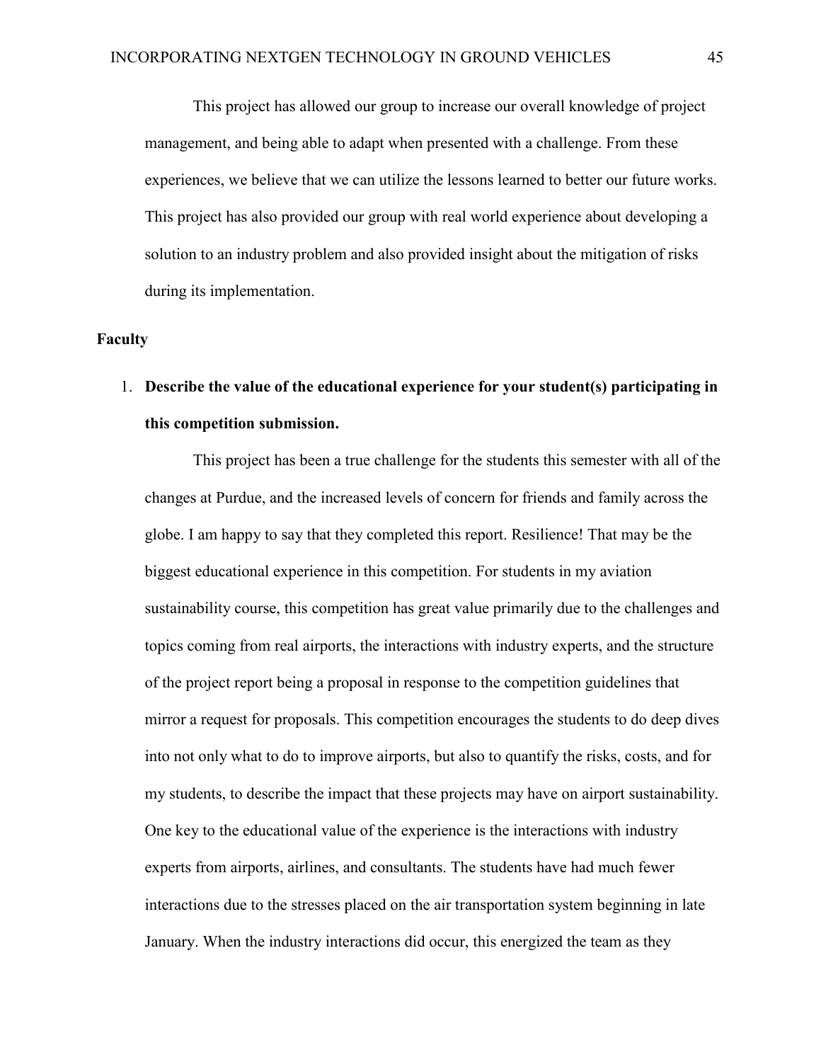This project has allowed our group to increase our overall knowledge of project management, and being able to adapt when presented with a challenge. From these experiences, we believe that we can utilize the lessons learned to better our future works. This project has also provided our group with real world experience about developing a solution to an industry problem and also provided insight about the mitigation of risks during its implementation.

**Faculty**

1. **Describe the value of the educational experience for your student(s) participating in this competition submission.**

This project has been a true challenge for the students this semester with all of the changes at Purdue, and the increased levels of concern for friends and family across the globe. I am happy to say that they completed this report. Resilience! That may be the biggest educational experience in this competition. For students in my aviation sustainability course, this competition has great value primarily due to the challenges and topics coming from real airports, the interactions with industry experts, and the structure of the project report being a proposal in response to the competition guidelines that mirror a request for proposals. This competition encourages the students to do deep dives into not only what to do to improve airports, but also to quantify the risks, costs, and for my students, to describe the impact that these projects may have on airport sustainability. One key to the educational value of the experience is the interactions with industry experts from airports, airlines, and consultants. The students have had much fewer interactions due to the stresses placed on the air transportation system beginning in late January. When the industry interactions did occur, this energized the team as they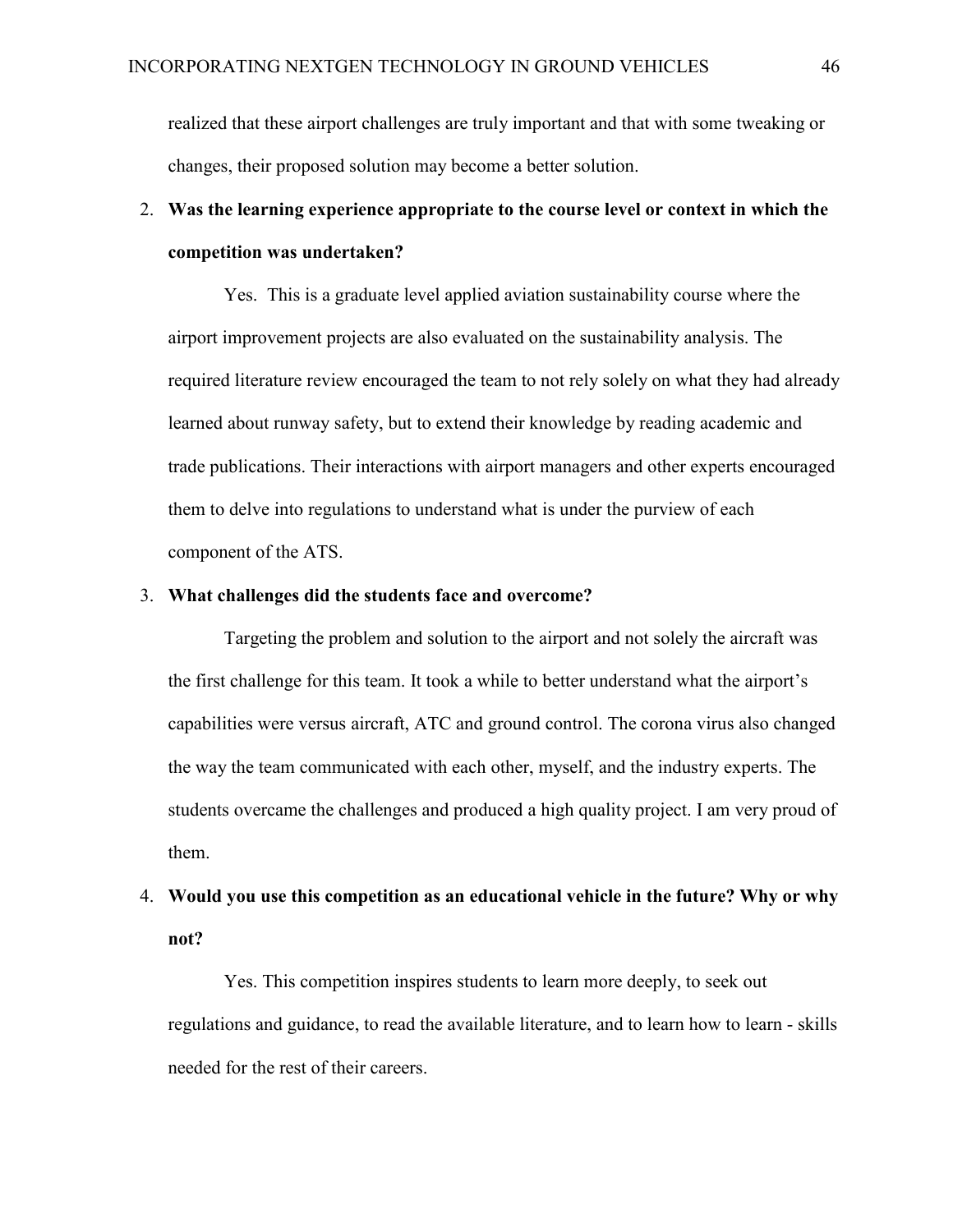realized that these airport challenges are truly important and that with some tweaking or changes, their proposed solution may become a better solution.

2. **Was the learning experience appropriate to the course level or context in which the competition was undertaken?**

   Yes. This is a graduate level applied aviation sustainability course where the airport improvement projects are also evaluated on the sustainability analysis. The required literature review encouraged the team to not rely solely on what they had already learned about runway safety, but to extend their knowledge by reading academic and trade publications. Their interactions with airport managers and other experts encouraged them to delve into regulations to understand what is under the purview of each component of the ATS.

3. **What challenges did the students face and overcome?**

   Targeting the problem and solution to the airport and not solely the aircraft was the first challenge for this team. It took a while to better understand what the airport's capabilities were versus aircraft, ATC and ground control. The corona virus also changed the way the team communicated with each other, myself, and the industry experts. The students overcame the challenges and produced a high quality project. I am very proud of them.

4. **Would you use this competition as an educational vehicle in the future? Why or why not?**

   Yes. This competition inspires students to learn more deeply, to seek out regulations and guidance, to read the available literature, and to learn how to learn - skills needed for the rest of their careers.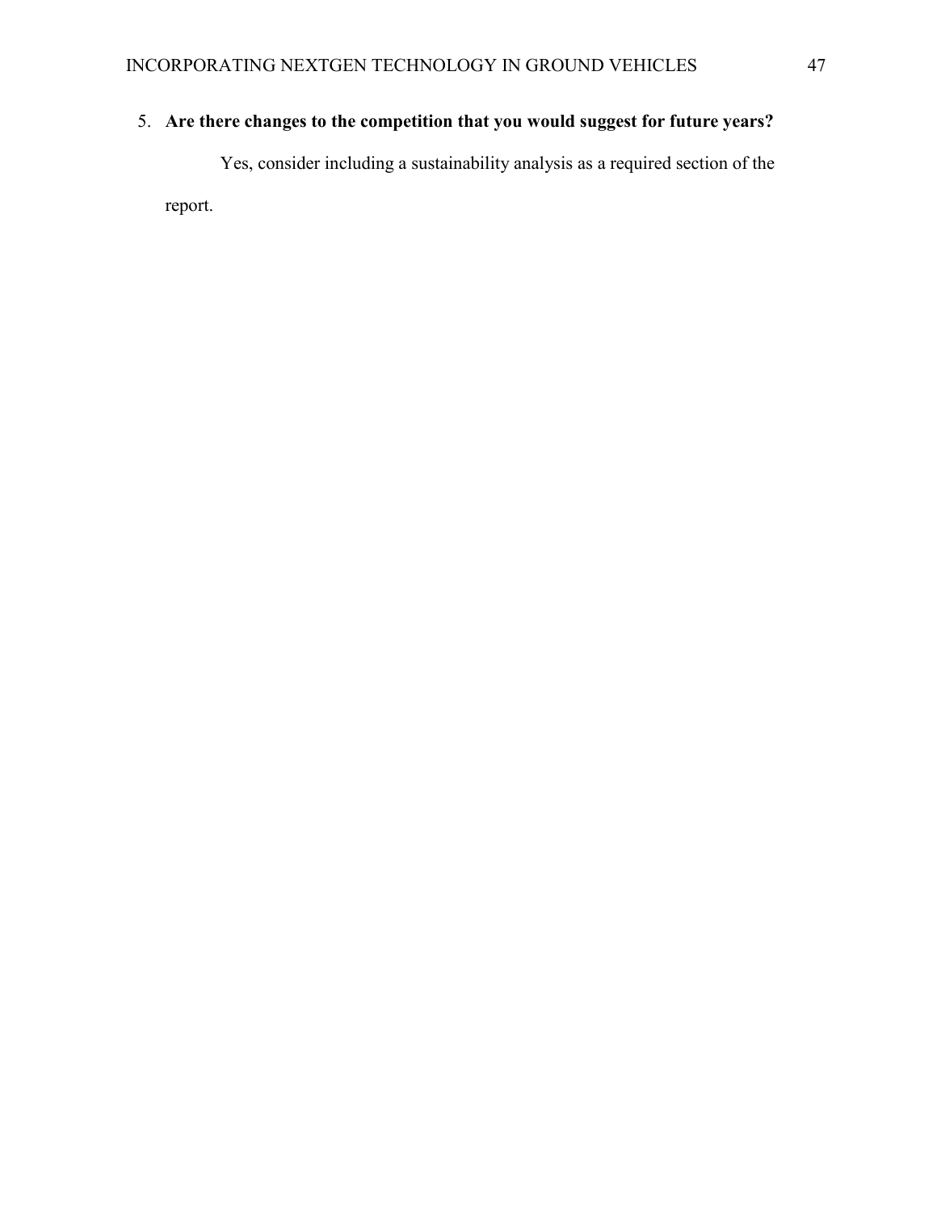5. **Are there changes to the competition that you would suggest for future years?**

   Yes, consider including a sustainability analysis as a required section of the report.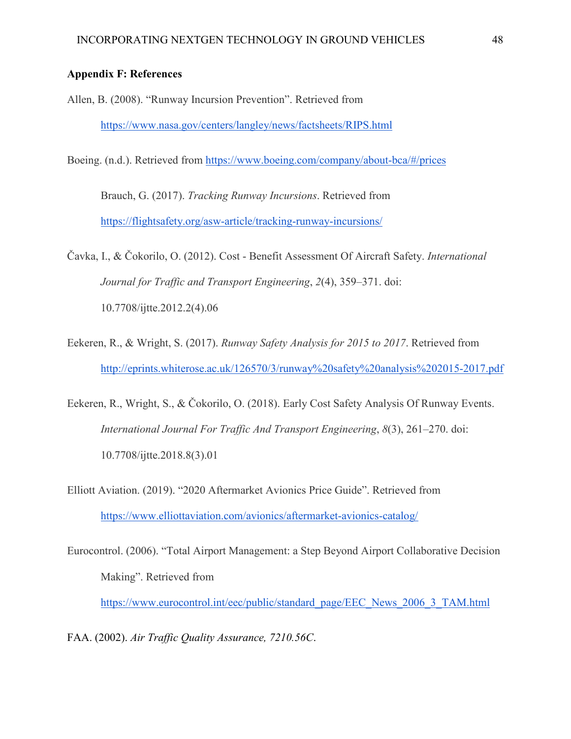**Appendix F: References**

Allen, B. (2008). "Runway Incursion Prevention". Retrieved from https://www.nasa.gov/centers/langley/news/factsheets/RIPS.html

Boeing. (n.d.). Retrieved from https://www.boeing.com/company/about-bca/#/prices

Brauch, G. (2017). *Tracking Runway Incursions*. Retrieved from https://flightsafety.org/asw-article/tracking-runway-incursions/

Čavka, I., & Čokorilo, O. (2012). Cost - Benefit Assessment Of Aircraft Safety. *International Journal for Traffic and Transport Engineering*, *2*(4), 359–371. doi: 10.7708/ijtte.2012.2(4).06

Eekeren, R., & Wright, S. (2017). *Runway Safety Analysis for 2015 to 2017*. Retrieved from http://eprints.whiterose.ac.uk/126570/3/runway%20safety%20analysis%202015-2017.pdf

Eekeren, R., Wright, S., & Čokorilo, O. (2018). Early Cost Safety Analysis Of Runway Events. *International Journal For Traffic And Transport Engineering*, *8*(3), 261–270. doi: 10.7708/ijtte.2018.8(3).01

Elliott Aviation. (2019). "2020 Aftermarket Avionics Price Guide". Retrieved from https://www.elliottaviation.com/avionics/aftermarket-avionics-catalog/

Eurocontrol. (2006). "Total Airport Management: a Step Beyond Airport Collaborative Decision Making". Retrieved from https://www.eurocontrol.int/eec/public/standard_page/EEC_News_2006_3_TAM.html

FAA. (2002). *Air Traffic Quality Assurance, 7210.56C*.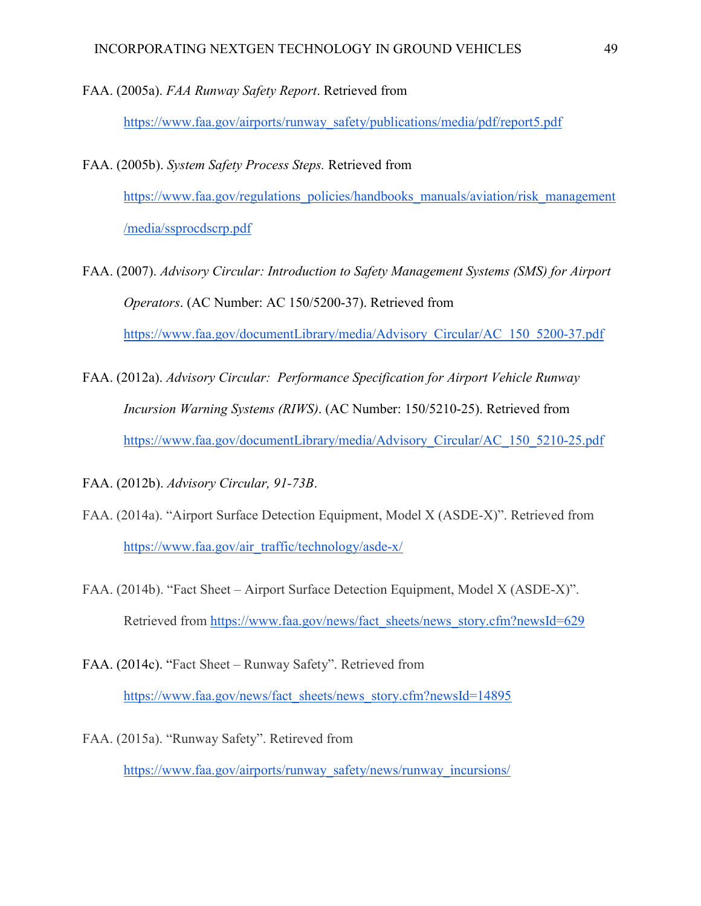FAA. (2005a). *FAA Runway Safety Report*. Retrieved from

https://www.faa.gov/airports/runway_safety/publications/media/pdf/report5.pdf

FAA. (2005b). *System Safety Process Steps.* Retrieved from

https://www.faa.gov/regulations_policies/handbooks_manuals/aviation/risk_management/media/ssprocdscrp.pdf

FAA. (2007). *Advisory Circular: Introduction to Safety Management Systems (SMS) for Airport Operators*. (AC Number: AC 150/5200-37). Retrieved from https://www.faa.gov/documentLibrary/media/Advisory_Circular/AC_150_5200-37.pdf

FAA. (2012a). *Advisory Circular: Performance Specification for Airport Vehicle Runway Incursion Warning Systems (RIWS)*. (AC Number: 150/5210-25). Retrieved from https://www.faa.gov/documentLibrary/media/Advisory_Circular/AC_150_5210-25.pdf

FAA. (2012b). *Advisory Circular, 91-73B*.

FAA. (2014a). "Airport Surface Detection Equipment, Model X (ASDE-X)". Retrieved from https://www.faa.gov/air_traffic/technology/asde-x/

FAA. (2014b). "Fact Sheet – Airport Surface Detection Equipment, Model X (ASDE-X)". Retrieved from https://www.faa.gov/news/fact_sheets/news_story.cfm?newsId=629

FAA. (2014c). "Fact Sheet – Runway Safety". Retrieved from https://www.faa.gov/news/fact_sheets/news_story.cfm?newsId=14895

FAA. (2015a). "Runway Safety". Retirieved from https://www.faa.gov/airports/runway_safety/news/runway_incursions/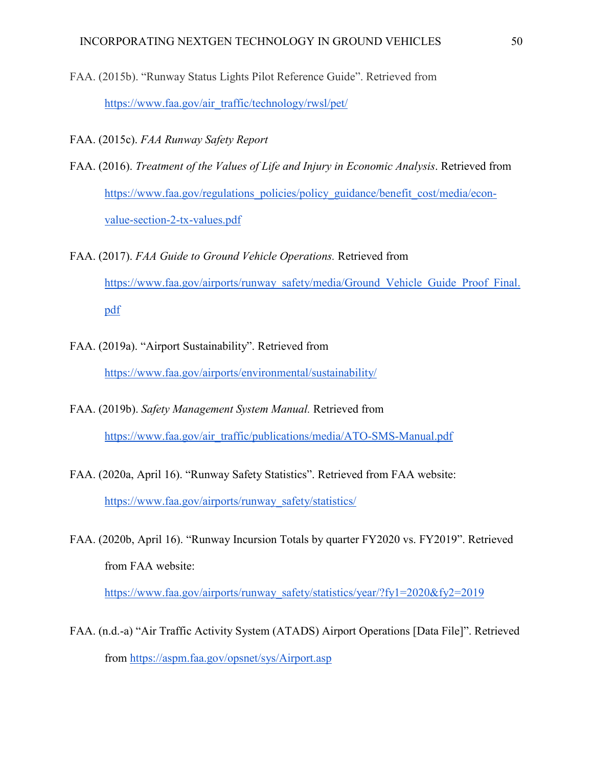FAA. (2015b). "Runway Status Lights Pilot Reference Guide". Retrieved from https://www.faa.gov/air_traffic/technology/rwsl/pet/

FAA. (2015c). *FAA Runway Safety Report*

FAA. (2016). *Treatment of the Values of Life and Injury in Economic Analysis*. Retrieved from https://www.faa.gov/regulations_policies/policy_guidance/benefit_cost/media/econ-value-section-2-tx-values.pdf

FAA. (2017). *FAA Guide to Ground Vehicle Operations.* Retrieved from https://www.faa.gov/airports/runway_safety/media/Ground_Vehicle_Guide_Proof_Final.pdf

FAA. (2019a). "Airport Sustainability". Retrieved from https://www.faa.gov/airports/environmental/sustainability/

FAA. (2019b). *Safety Management System Manual.* Retrieved from https://www.faa.gov/air_traffic/publications/media/ATO-SMS-Manual.pdf

FAA. (2020a, April 16). "Runway Safety Statistics". Retrieved from FAA website: https://www.faa.gov/airports/runway_safety/statistics/

FAA. (2020b, April 16). "Runway Incursion Totals by quarter FY2020 vs. FY2019". Retrieved from FAA website: https://www.faa.gov/airports/runway_safety/statistics/year/?fy1=2020&fy2=2019

FAA. (n.d.-a) "Air Traffic Activity System (ATADS) Airport Operations [Data File]". Retrieved from https://aspm.faa.gov/opsnet/sys/Airport.asp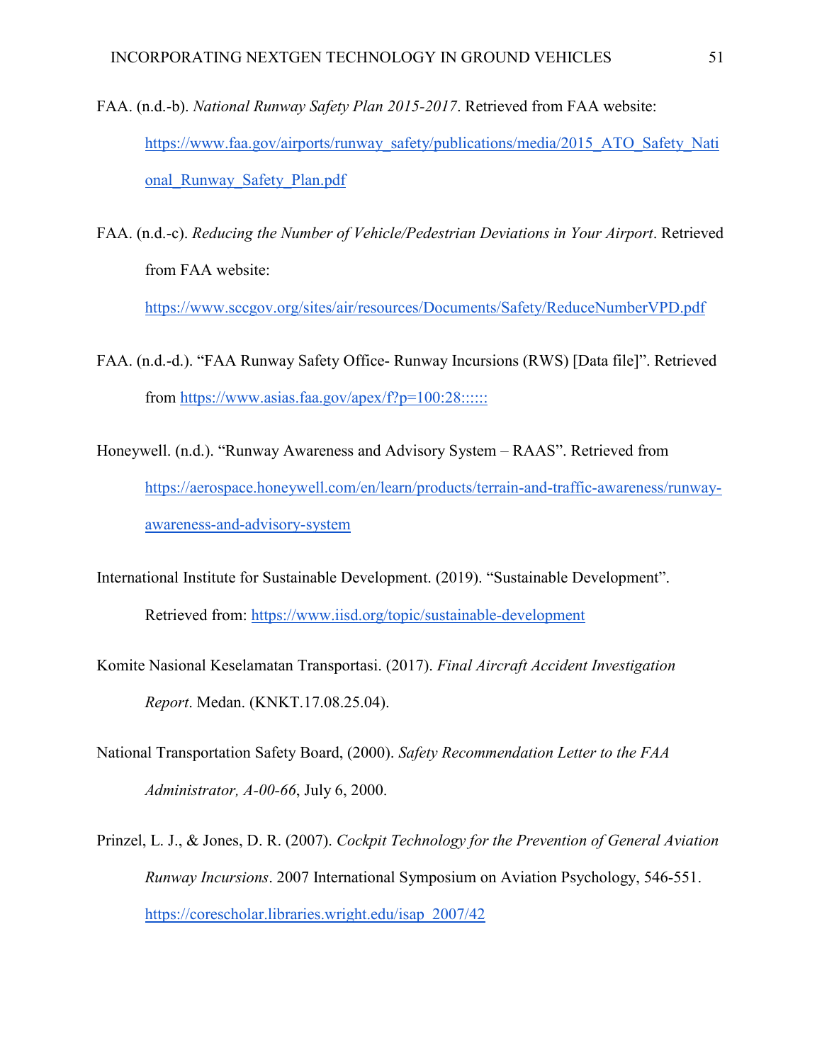FAA. (n.d.-b). *National Runway Safety Plan 2015-2017*. Retrieved from FAA website: https://www.faa.gov/airports/runway_safety/publications/media/2015_ATO_Safety_National_Runway_Safety_Plan.pdf

FAA. (n.d.-c). *Reducing the Number of Vehicle/Pedestrian Deviations in Your Airport*. Retrieved from FAA website: https://www.sccgov.org/sites/air/resources/Documents/Safety/ReduceNumberVPD.pdf

FAA. (n.d.-d.). "FAA Runway Safety Office- Runway Incursions (RWS) [Data file]". Retrieved from https://www.asias.faa.gov/apex/f?p=100:28::::::

Honeywell. (n.d.). "Runway Awareness and Advisory System – RAAS". Retrieved from https://aerospace.honeywell.com/en/learn/products/terrain-and-traffic-awareness/runway-awareness-and-advisory-system

International Institute for Sustainable Development. (2019). "Sustainable Development". Retrieved from: https://www.iisd.org/topic/sustainable-development

Komite Nasional Keselamatan Transportasi. (2017). *Final Aircraft Accident Investigation Report*. Medan. (KNKT.17.08.25.04).

National Transportation Safety Board, (2000). *Safety Recommendation Letter to the FAA Administrator, A-00-66*, July 6, 2000.

Prinzel, L. J., & Jones, D. R. (2007). *Cockpit Technology for the Prevention of General Aviation Runway Incursions*. 2007 International Symposium on Aviation Psychology, 546-551. https://corescholar.libraries.wright.edu/isap_2007/42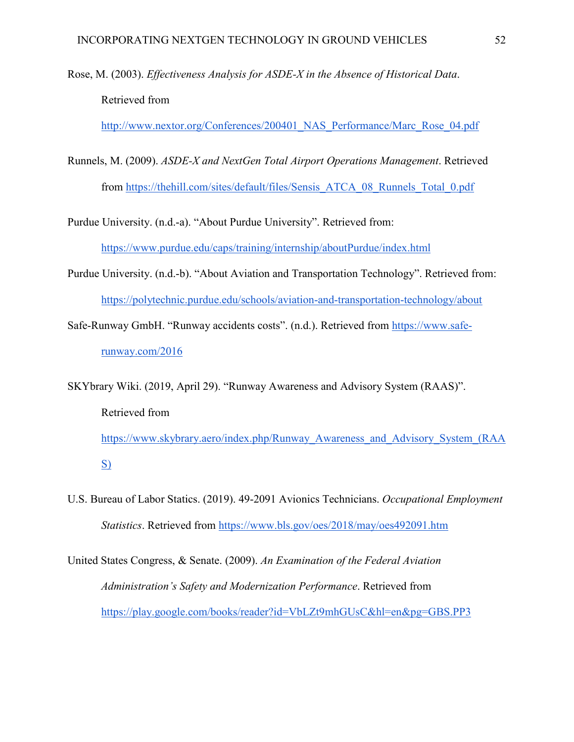Rose, M. (2003). *Effectiveness Analysis for ASDE-X in the Absence of Historical Data*. Retrieved from http://www.nextor.org/Conferences/200401_NAS_Performance/Marc_Rose_04.pdf

Runnels, M. (2009). *ASDE-X and NextGen Total Airport Operations Management*. Retrieved from https://thehill.com/sites/default/files/Sensis_ATCA_08_Runnels_Total_0.pdf

Purdue University. (n.d.-a). "About Purdue University". Retrieved from: https://www.purdue.edu/caps/training/internship/aboutPurdue/index.html

Purdue University. (n.d.-b). "About Aviation and Transportation Technology". Retrieved from: https://polytechnic.purdue.edu/schools/aviation-and-transportation-technology/about

Safe-Runway GmbH. "Runway accidents costs". (n.d.). Retrieved from https://www.safe-runway.com/2016

SKYbrary Wiki. (2019, April 29). "Runway Awareness and Advisory System (RAAS)". Retrieved from https://www.skybrary.aero/index.php/Runway_Awareness_and_Advisory_System_(RAAS)

U.S. Bureau of Labor Statics. (2019). 49-2091 Avionics Technicians. *Occupational Employment Statistics*. Retrieved from https://www.bls.gov/oes/2018/may/oes492091.htm

United States Congress, & Senate. (2009). *An Examination of the Federal Aviation Administration's Safety and Modernization Performance*. Retrieved from https://play.google.com/books/reader?id=VbLZt9mhGUsC&hl=en&pg=GBS.PP3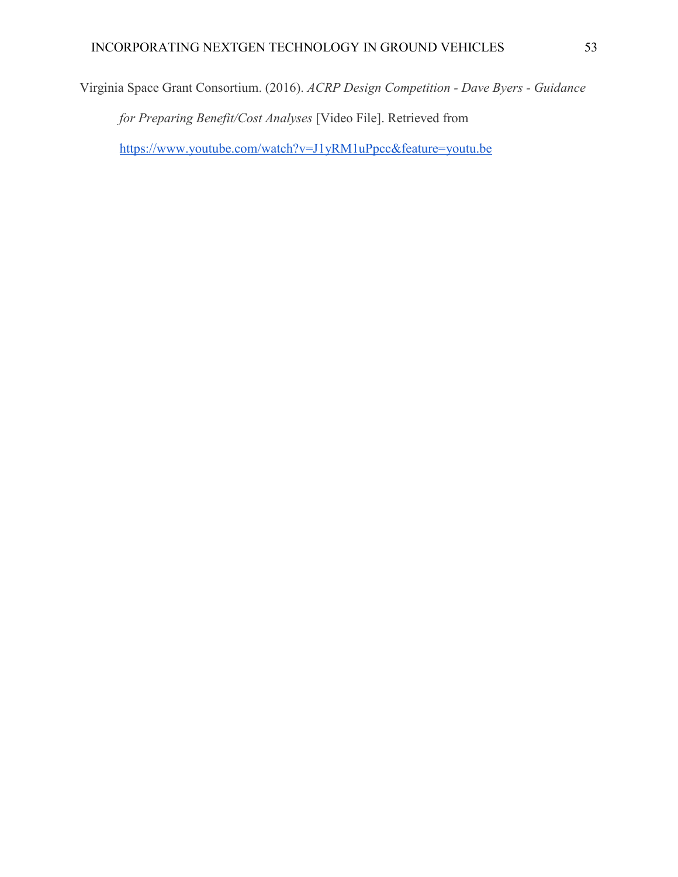Virginia Space Grant Consortium. (2016). *ACRP Design Competition - Dave Byers - Guidance for Preparing Benefit/Cost Analyses* [Video File]. Retrieved from https://www.youtube.com/watch?v=J1yRM1uPpcc&feature=youtu.be